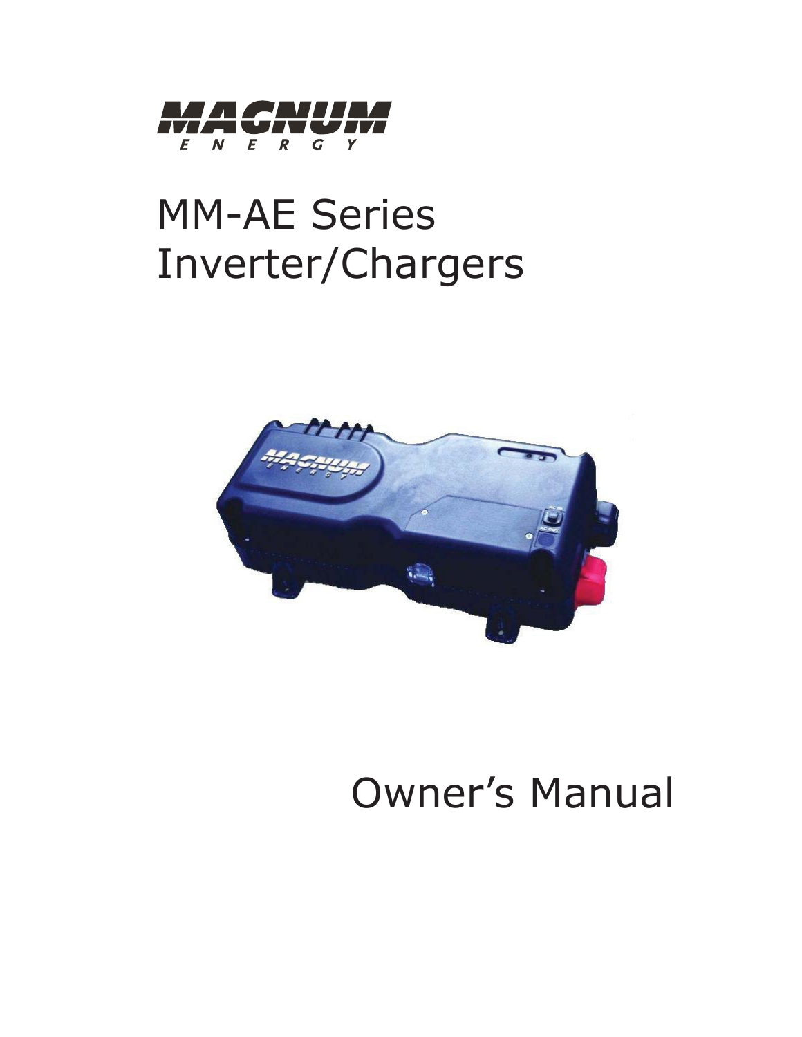MAGNUM ENERGY

# MM-AE Series Inverter/Chargers

## Owner's Manual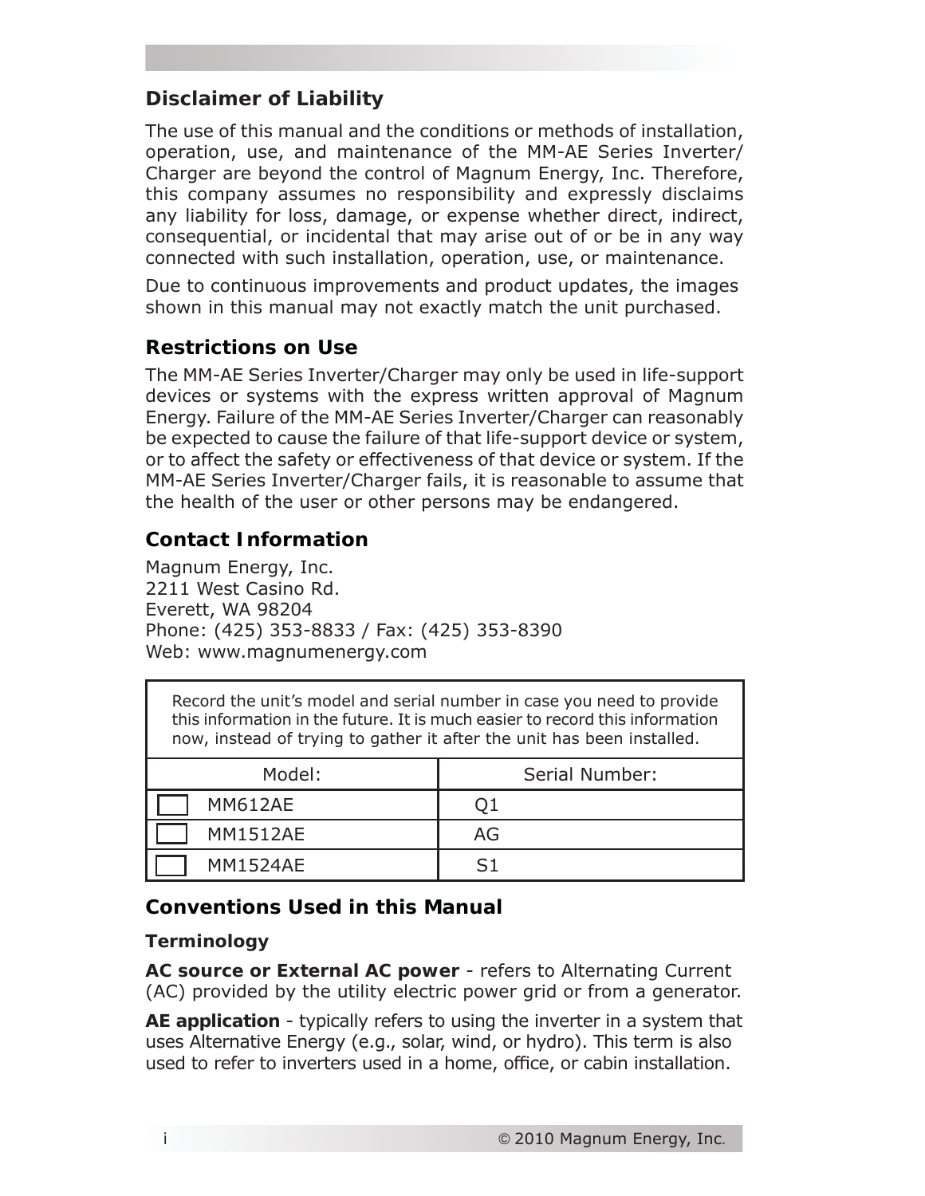## Disclaimer of Liability

The use of this manual and the conditions or methods of installation, operation, use, and maintenance of the MM-AE Series Inverter/Charger are beyond the control of Magnum Energy, Inc. Therefore, this company assumes no responsibility and expressly disclaims any liability for loss, damage, or expense whether direct, indirect, consequential, or incidental that may arise out of or be in any way connected with such installation, operation, use, or maintenance.

Due to continuous improvements and product updates, the images shown in this manual may not exactly match the unit purchased.

## Restrictions on Use

The MM-AE Series Inverter/Charger may only be used in life-support devices or systems with the express written approval of Magnum Energy. Failure of the MM-AE Series Inverter/Charger can reasonably be expected to cause the failure of that life-support device or system, or to affect the safety or effectiveness of that device or system. If the MM-AE Series Inverter/Charger fails, it is reasonable to assume that the health of the user or other persons may be endangered.

## Contact Information

Magnum Energy, Inc.
2211 West Casino Rd.
Everett, WA 98204
Phone: (425) 353-8833 / Fax: (425) 353-8390
Web: www.magnumenergy.com

Record the unit's model and serial number in case you need to provide this information in the future. It is much easier to record this information now, instead of trying to gather it after the unit has been installed.

| Model: | Serial Number: |
|---|---|
| ☐ MM612AE | Q1 |
| ☐ MM1512AE | AG |
| ☐ MM1524AE | S1 |

## Conventions Used in this Manual

### Terminology

**AC source or External AC power** - refers to Alternating Current (AC) provided by the utility electric power grid or from a generator.

**AE application** - typically refers to using the inverter in a system that uses Alternative Energy (e.g., solar, wind, or hydro). This term is also used to refer to inverters used in a home, office, or cabin installation.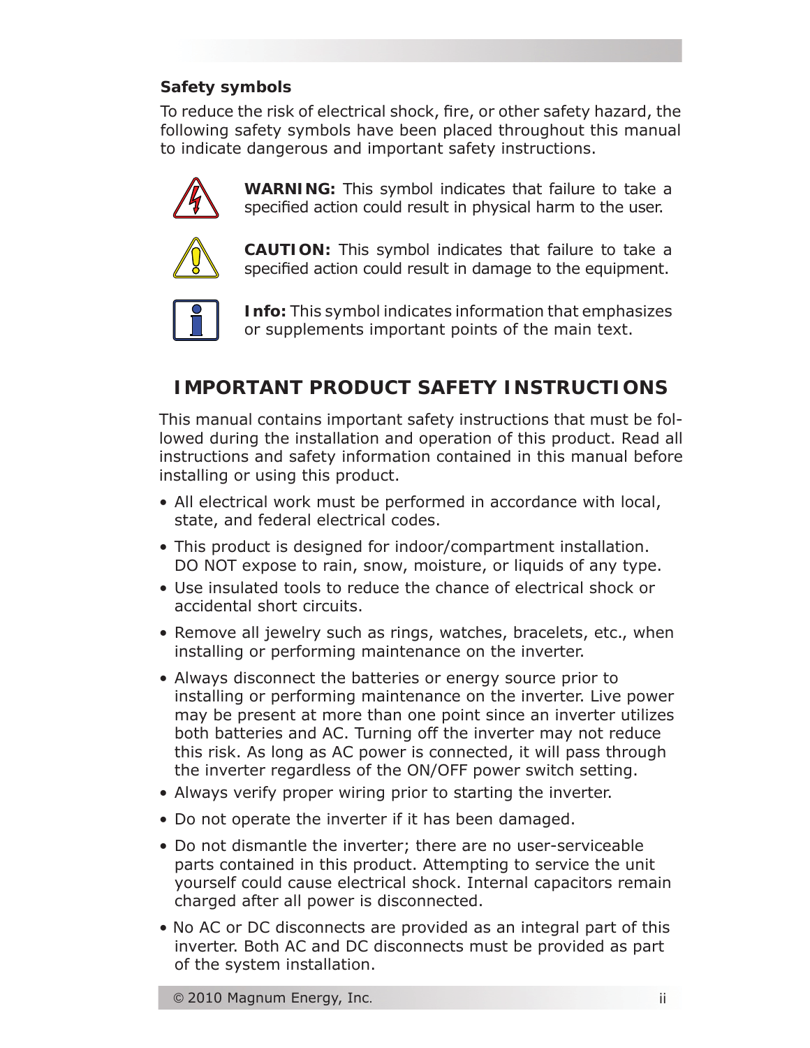**Safety symbols**

To reduce the risk of electrical shock, fire, or other safety hazard, the following safety symbols have been placed throughout this manual to indicate dangerous and important safety instructions.

**WARNING:** This symbol indicates that failure to take a specified action could result in physical harm to the user.

**CAUTION:** This symbol indicates that failure to take a specified action could result in damage to the equipment.

**Info:** This symbol indicates information that emphasizes or supplements important points of the main text.

## IMPORTANT PRODUCT SAFETY INSTRUCTIONS

This manual contains important safety instructions that must be followed during the installation and operation of this product. Read all instructions and safety information contained in this manual before installing or using this product.

- All electrical work must be performed in accordance with local, state, and federal electrical codes.
- This product is designed for indoor/compartment installation. DO NOT expose to rain, snow, moisture, or liquids of any type.
- Use insulated tools to reduce the chance of electrical shock or accidental short circuits.
- Remove all jewelry such as rings, watches, bracelets, etc., when installing or performing maintenance on the inverter.
- Always disconnect the batteries or energy source prior to installing or performing maintenance on the inverter. Live power may be present at more than one point since an inverter utilizes both batteries and AC. Turning off the inverter may not reduce this risk. As long as AC power is connected, it will pass through the inverter regardless of the ON/OFF power switch setting.
- Always verify proper wiring prior to starting the inverter.
- Do not operate the inverter if it has been damaged.
- Do not dismantle the inverter; there are no user-serviceable parts contained in this product. Attempting to service the unit yourself could cause electrical shock. Internal capacitors remain charged after all power is disconnected.
- No AC or DC disconnects are provided as an integral part of this inverter. Both AC and DC disconnects must be provided as part of the system installation.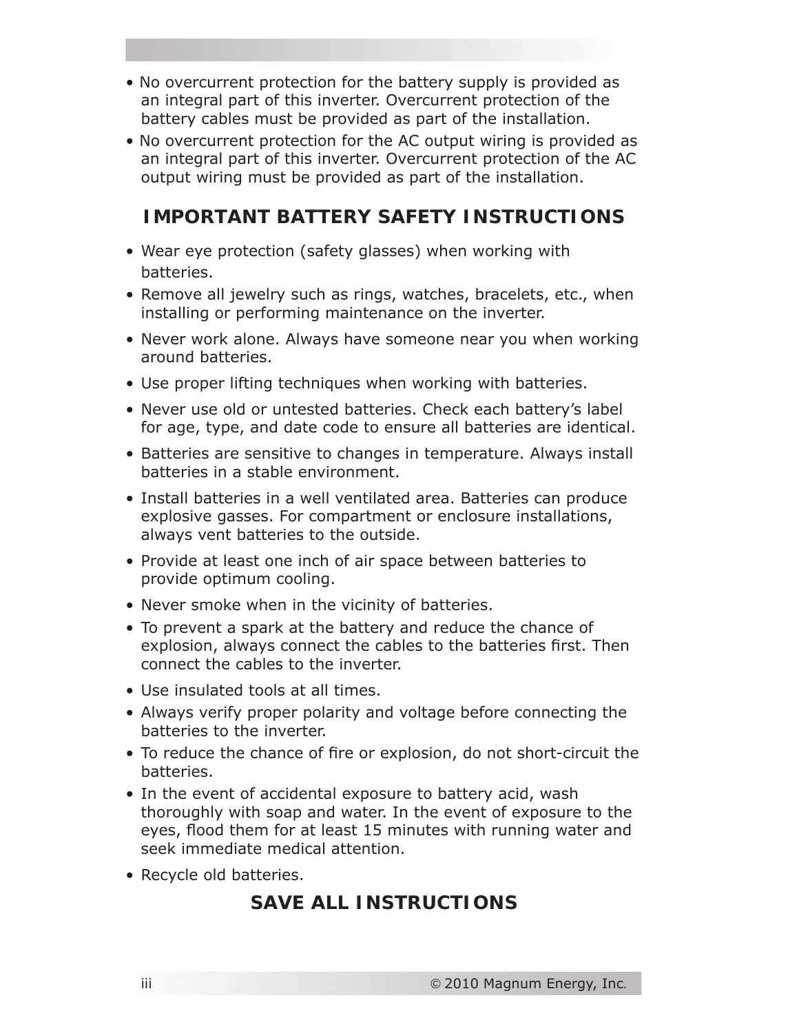- No overcurrent protection for the battery supply is provided as an integral part of this inverter. Overcurrent protection of the battery cables must be provided as part of the installation.
- No overcurrent protection for the AC output wiring is provided as an integral part of this inverter. Overcurrent protection of the AC output wiring must be provided as part of the installation.

## IMPORTANT BATTERY SAFETY INSTRUCTIONS

- Wear eye protection (safety glasses) when working with batteries.
- Remove all jewelry such as rings, watches, bracelets, etc., when installing or performing maintenance on the inverter.
- Never work alone. Always have someone near you when working around batteries.
- Use proper lifting techniques when working with batteries.
- Never use old or untested batteries. Check each battery's label for age, type, and date code to ensure all batteries are identical.
- Batteries are sensitive to changes in temperature. Always install batteries in a stable environment.
- Install batteries in a well ventilated area. Batteries can produce explosive gasses. For compartment or enclosure installations, always vent batteries to the outside.
- Provide at least one inch of air space between batteries to provide optimum cooling.
- Never smoke when in the vicinity of batteries.
- To prevent a spark at the battery and reduce the chance of explosion, always connect the cables to the batteries first. Then connect the cables to the inverter.
- Use insulated tools at all times.
- Always verify proper polarity and voltage before connecting the batteries to the inverter.
- To reduce the chance of fire or explosion, do not short-circuit the batteries.
- In the event of accidental exposure to battery acid, wash thoroughly with soap and water. In the event of exposure to the eyes, flood them for at least 15 minutes with running water and seek immediate medical attention.
- Recycle old batteries.

## SAVE ALL INSTRUCTIONS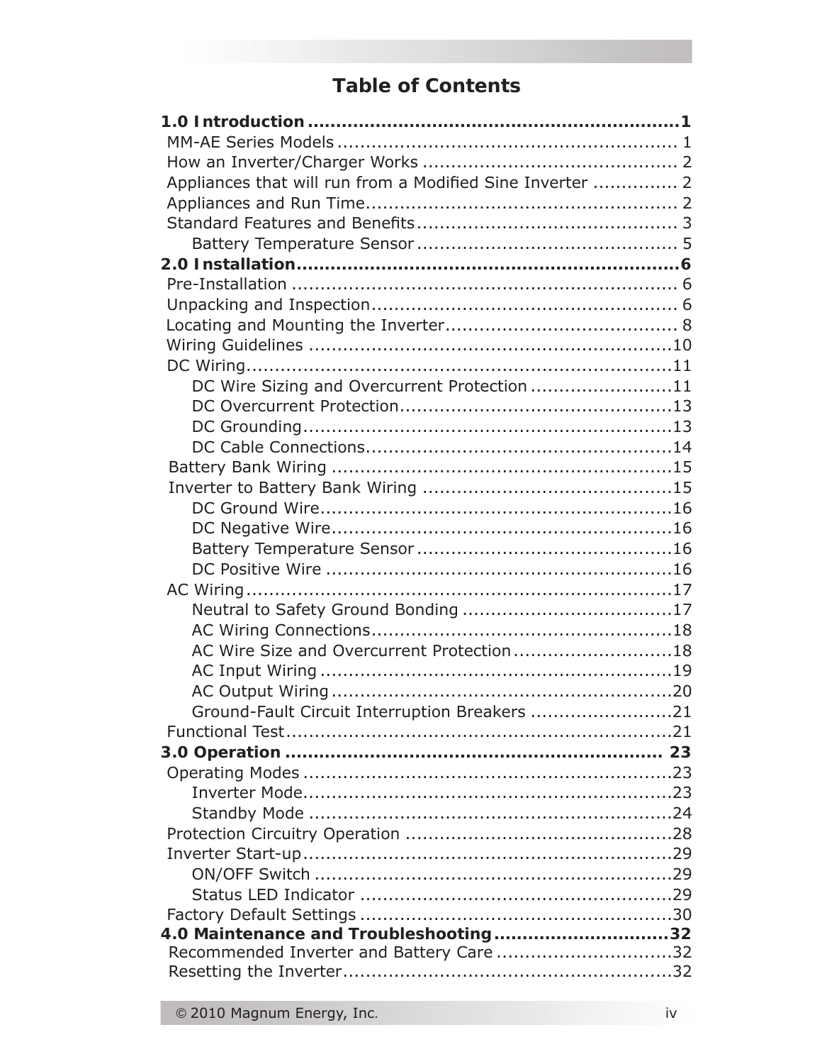# Table of Contents

**1.0 Introduction ........................................................... 1**

- MM-AE Series Models ........................................................... 1
- How an Inverter/Charger Works ........................................................... 2
- Appliances that will run from a Modified Sine Inverter ........................................................... 2
- Appliances and Run Time ........................................................... 2
- Standard Features and Benefits ........................................................... 3
    - Battery Temperature Sensor ........................................................... 5

**2.0 Installation ........................................................... 6**

- Pre-Installation ........................................................... 6
- Unpacking and Inspection ........................................................... 6
- Locating and Mounting the Inverter ........................................................... 8
- Wiring Guidelines ........................................................... 10
- DC Wiring ........................................................... 11
    - DC Wire Sizing and Overcurrent Protection ........................................................... 11
    - DC Overcurrent Protection ........................................................... 13
    - DC Grounding ........................................................... 13
    - DC Cable Connections ........................................................... 14
- Battery Bank Wiring ........................................................... 15
- Inverter to Battery Bank Wiring ........................................................... 15
    - DC Ground Wire ........................................................... 16
    - DC Negative Wire ........................................................... 16
    - Battery Temperature Sensor ........................................................... 16
    - DC Positive Wire ........................................................... 16
- AC Wiring ........................................................... 17
    - Neutral to Safety Ground Bonding ........................................................... 17
    - AC Wiring Connections ........................................................... 18
    - AC Wire Size and Overcurrent Protection ........................................................... 18
    - AC Input Wiring ........................................................... 19
    - AC Output Wiring ........................................................... 20
    - Ground-Fault Circuit Interruption Breakers ........................................................... 21
- Functional Test ........................................................... 21

**3.0 Operation ........................................................... 23**

- Operating Modes ........................................................... 23
    - Inverter Mode ........................................................... 23
    - Standby Mode ........................................................... 24
- Protection Circuitry Operation ........................................................... 28
- Inverter Start-up ........................................................... 29
    - ON/OFF Switch ........................................................... 29
    - Status LED Indicator ........................................................... 29
- Factory Default Settings ........................................................... 30

**4.0 Maintenance and Troubleshooting ........................................................... 32**

- Recommended Inverter and Battery Care ........................................................... 32
- Resetting the Inverter ........................................................... 32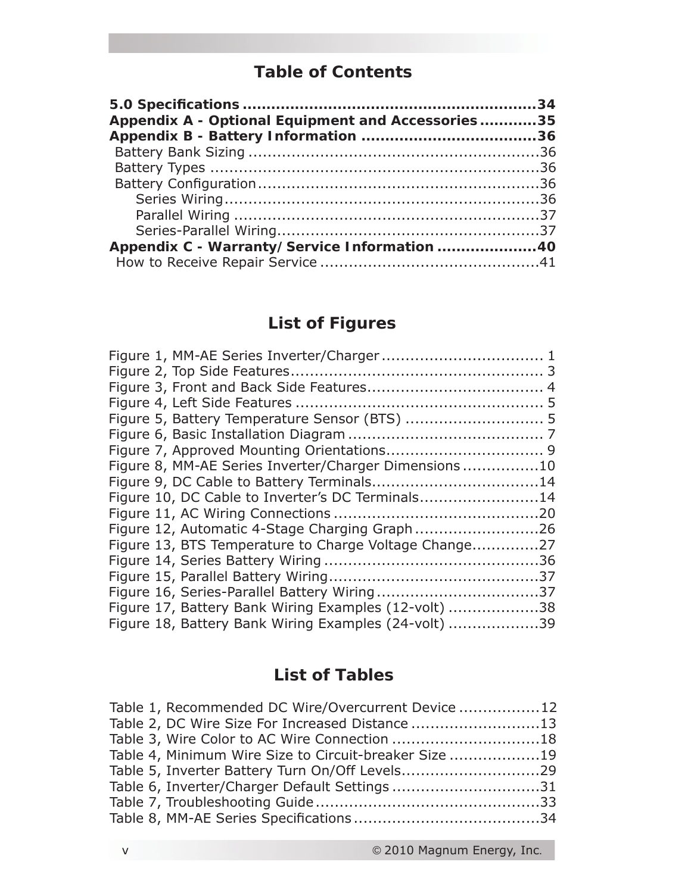## Table of Contents

**5.0 Specifications ............................................................34**
**Appendix A - Optional Equipment and Accessories ...........35**
**Appendix B - Battery Information ....................................36**
Battery Bank Sizing ...........................................................36
Battery Types ...................................................................36
Battery Configuration..........................................................36
    Series Wiring.................................................................36
    Parallel Wiring ...............................................................37
    Series-Parallel Wiring......................................................37
**Appendix C - Warranty/Service Information ....................40**
How to Receive Repair Service .............................................41

## List of Figures

Figure 1, MM-AE Series Inverter/Charger ................................. 1
Figure 2, Top Side Features.................................................... 3
Figure 3, Front and Back Side Features.................................... 4
Figure 4, Left Side Features .................................................. 5
Figure 5, Battery Temperature Sensor (BTS) ............................ 5
Figure 6, Basic Installation Diagram ........................................ 7
Figure 7, Approved Mounting Orientations................................ 9
Figure 8, MM-AE Series Inverter/Charger Dimensions ................10
Figure 9, DC Cable to Battery Terminals..................................14
Figure 10, DC Cable to Inverter's DC Terminals.........................14
Figure 11, AC Wiring Connections ..........................................20
Figure 12, Automatic 4-Stage Charging Graph ..........................26
Figure 13, BTS Temperature to Charge Voltage Change..............27
Figure 14, Series Battery Wiring ............................................36
Figure 15, Parallel Battery Wiring...........................................37
Figure 16, Series-Parallel Battery Wiring .................................37
Figure 17, Battery Bank Wiring Examples (12-volt) ...................38
Figure 18, Battery Bank Wiring Examples (24-volt) ...................39

## List of Tables

Table 1, Recommended DC Wire/Overcurrent Device .................12
Table 2, DC Wire Size For Increased Distance ...........................13
Table 3, Wire Color to AC Wire Connection ...............................18
Table 4, Minimum Wire Size to Circuit-breaker Size ...................19
Table 5, Inverter Battery Turn On/Off Levels.............................29
Table 6, Inverter/Charger Default Settings ...............................31
Table 7, Troubleshooting Guide ..............................................33
Table 8, MM-AE Series Specifications ......................................34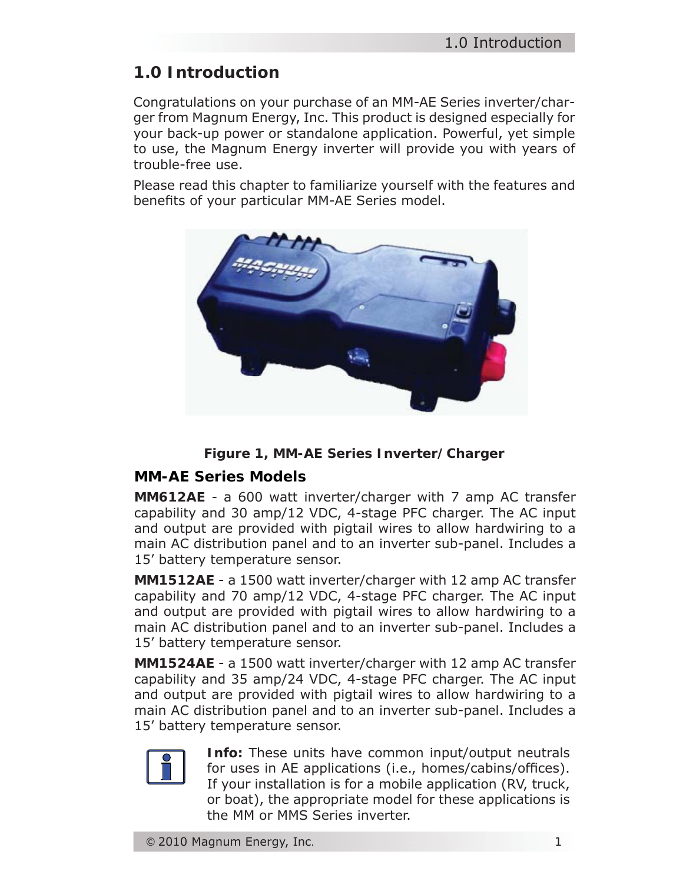# 1.0 Introduction

Congratulations on your purchase of an MM-AE Series inverter/charger from Magnum Energy, Inc. This product is designed especially for your back-up power or standalone application. Powerful, yet simple to use, the Magnum Energy inverter will provide you with years of trouble-free use.

Please read this chapter to familiarize yourself with the features and benefits of your particular MM-AE Series model.

**Figure 1, MM-AE Series Inverter/Charger**

## MM-AE Series Models

**MM612AE** - a 600 watt inverter/charger with 7 amp AC transfer capability and 30 amp/12 VDC, 4-stage PFC charger. The AC input and output are provided with pigtail wires to allow hardwiring to a main AC distribution panel and to an inverter sub-panel. Includes a 15' battery temperature sensor.

**MM1512AE** - a 1500 watt inverter/charger with 12 amp AC transfer capability and 70 amp/12 VDC, 4-stage PFC charger. The AC input and output are provided with pigtail wires to allow hardwiring to a main AC distribution panel and to an inverter sub-panel. Includes a 15' battery temperature sensor.

**MM1524AE** - a 1500 watt inverter/charger with 12 amp AC transfer capability and 35 amp/24 VDC, 4-stage PFC charger. The AC input and output are provided with pigtail wires to allow hardwiring to a main AC distribution panel and to an inverter sub-panel. Includes a 15' battery temperature sensor.

**Info:** These units have common input/output neutrals for uses in AE applications (i.e., homes/cabins/offices). If your installation is for a mobile application (RV, truck, or boat), the appropriate model for these applications is the MM or MMS Series inverter.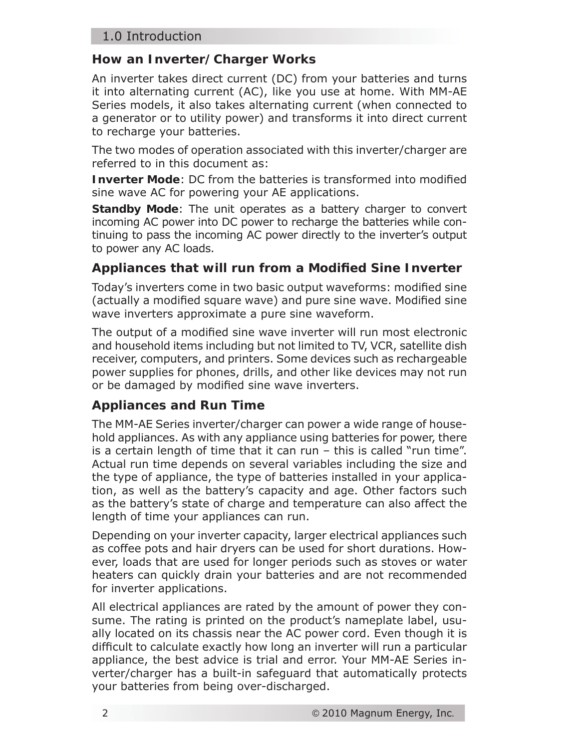## How an Inverter/Charger Works

An inverter takes direct current (DC) from your batteries and turns it into alternating current (AC), like you use at home. With MM-AE Series models, it also takes alternating current (when connected to a generator or to utility power) and transforms it into direct current to recharge your batteries.

The two modes of operation associated with this inverter/charger are referred to in this document as:

**Inverter Mode**: DC from the batteries is transformed into modified sine wave AC for powering your AE applications.

**Standby Mode**: The unit operates as a battery charger to convert incoming AC power into DC power to recharge the batteries while continuing to pass the incoming AC power directly to the inverter's output to power any AC loads.

## Appliances that will run from a Modified Sine Inverter

Today's inverters come in two basic output waveforms: modified sine (actually a modified square wave) and pure sine wave. Modified sine wave inverters approximate a pure sine waveform.

The output of a modified sine wave inverter will run most electronic and household items including but not limited to TV, VCR, satellite dish receiver, computers, and printers. Some devices such as rechargeable power supplies for phones, drills, and other like devices may not run or be damaged by modified sine wave inverters.

## Appliances and Run Time

The MM-AE Series inverter/charger can power a wide range of household appliances. As with any appliance using batteries for power, there is a certain length of time that it can run – this is called "run time". Actual run time depends on several variables including the size and the type of appliance, the type of batteries installed in your application, as well as the battery's capacity and age. Other factors such as the battery's state of charge and temperature can also affect the length of time your appliances can run.

Depending on your inverter capacity, larger electrical appliances such as coffee pots and hair dryers can be used for short durations. However, loads that are used for longer periods such as stoves or water heaters can quickly drain your batteries and are not recommended for inverter applications.

All electrical appliances are rated by the amount of power they consume. The rating is printed on the product's nameplate label, usually located on its chassis near the AC power cord. Even though it is difficult to calculate exactly how long an inverter will run a particular appliance, the best advice is trial and error. Your MM-AE Series inverter/charger has a built-in safeguard that automatically protects your batteries from being over-discharged.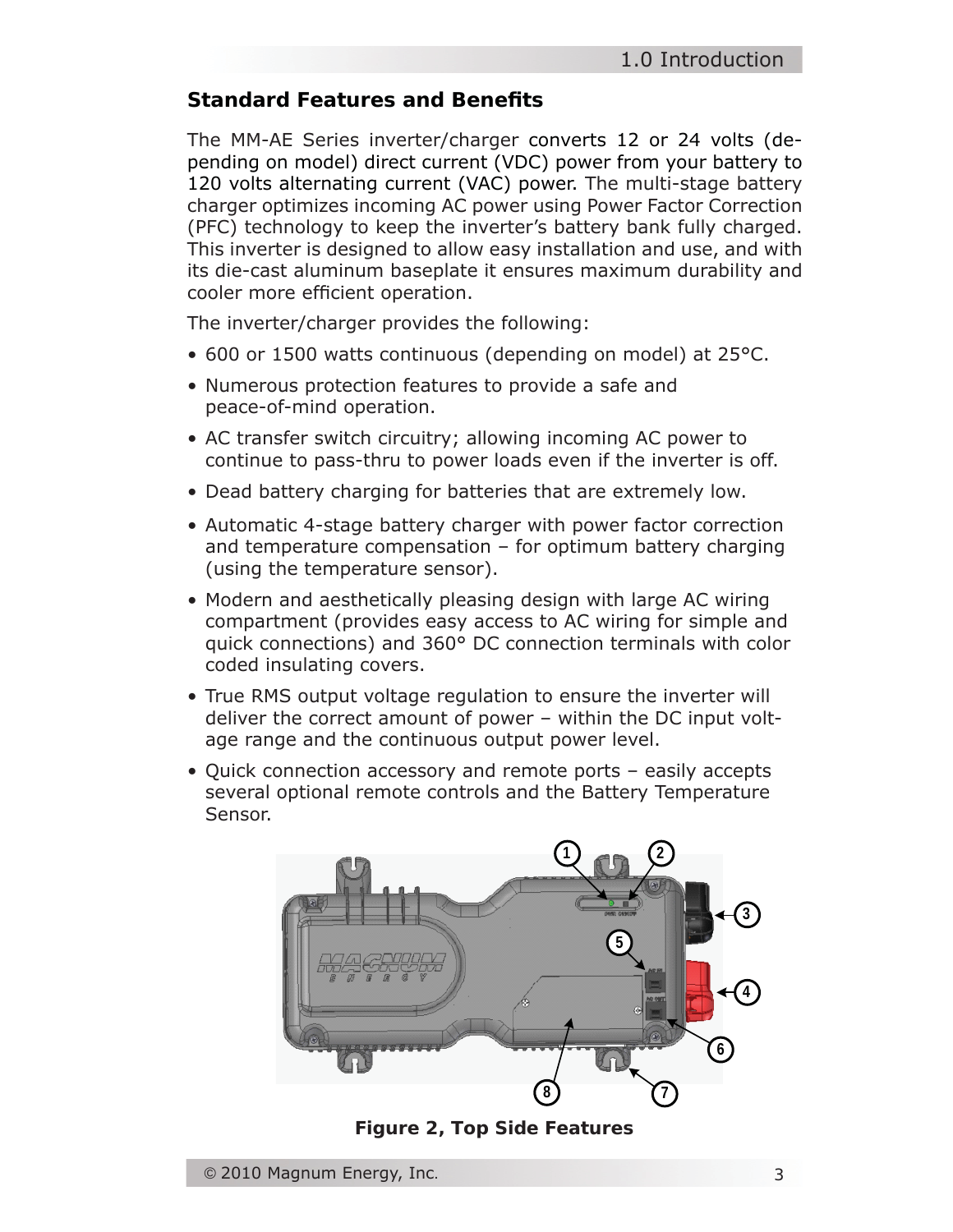## Standard Features and Benefits

The MM-AE Series inverter/charger converts 12 or 24 volts (depending on model) direct current (VDC) power from your battery to 120 volts alternating current (VAC) power. The multi-stage battery charger optimizes incoming AC power using Power Factor Correction (PFC) technology to keep the inverter's battery bank fully charged. This inverter is designed to allow easy installation and use, and with its die-cast aluminum baseplate it ensures maximum durability and cooler more efficient operation.

The inverter/charger provides the following:

- 600 or 1500 watts continuous (depending on model) at 25°C.
- Numerous protection features to provide a safe and peace-of-mind operation.
- AC transfer switch circuitry; allowing incoming AC power to continue to pass-thru to power loads even if the inverter is off.
- Dead battery charging for batteries that are extremely low.
- Automatic 4-stage battery charger with power factor correction and temperature compensation – for optimum battery charging (using the temperature sensor).
- Modern and aesthetically pleasing design with large AC wiring compartment (provides easy access to AC wiring for simple and quick connections) and 360° DC connection terminals with color coded insulating covers.
- True RMS output voltage regulation to ensure the inverter will deliver the correct amount of power – within the DC input voltage range and the continuous output power level.
- Quick connection accessory and remote ports – easily accepts several optional remote controls and the Battery Temperature Sensor.

**Figure 2, Top Side Features**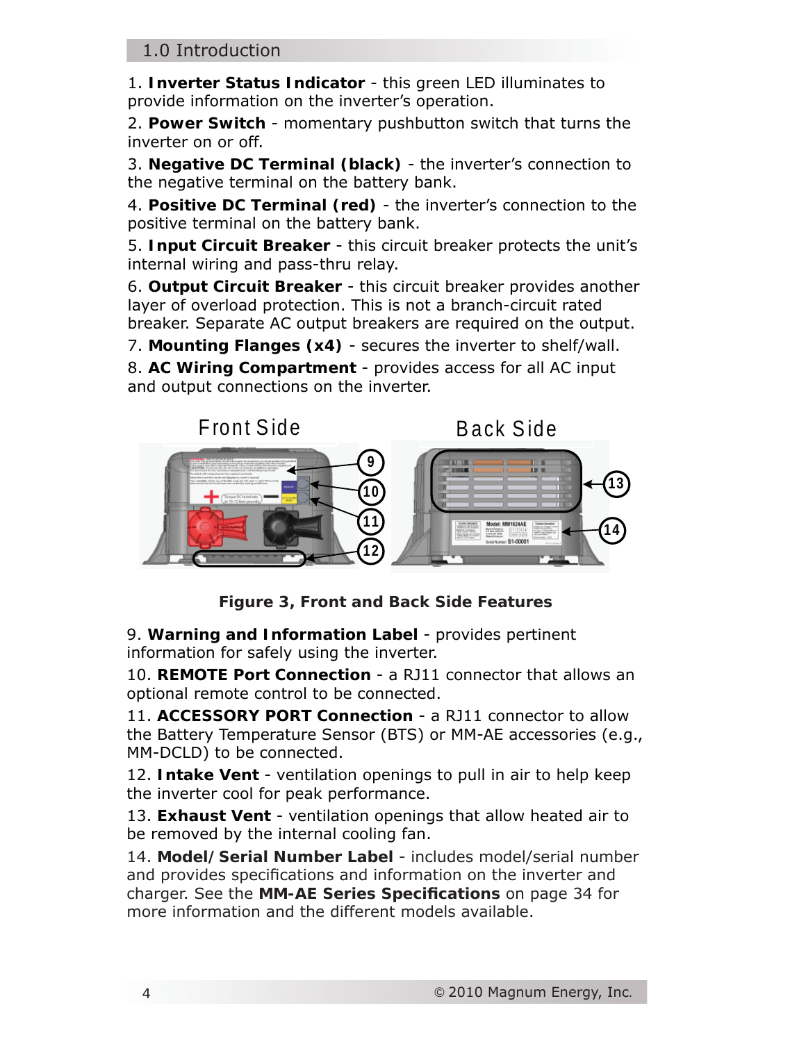## 1.0 Introduction

1. **Inverter Status Indicator** - this green LED illuminates to provide information on the inverter's operation.

2. **Power Switch** - momentary pushbutton switch that turns the inverter on or off.

3. **Negative DC Terminal (black)** - the inverter's connection to the negative terminal on the battery bank.

4. **Positive DC Terminal (red)** - the inverter's connection to the positive terminal on the battery bank.

5. **Input Circuit Breaker** - this circuit breaker protects the unit's internal wiring and pass-thru relay.

6. **Output Circuit Breaker** - this circuit breaker provides another layer of overload protection. This is not a branch-circuit rated breaker. Separate AC output breakers are required on the output.

7. **Mounting Flanges (x4)** - secures the inverter to shelf/wall.

8. **AC Wiring Compartment** - provides access for all AC input and output connections on the inverter.

**Figure 3, Front and Back Side Features**

9. **Warning and Information Label** - provides pertinent information for safely using the inverter.

10. **REMOTE Port Connection** - a RJ11 connector that allows an optional remote control to be connected.

11. **ACCESSORY PORT Connection** - a RJ11 connector to allow the Battery Temperature Sensor (BTS) or MM-AE accessories (e.g., MM-DCLD) to be connected.

12. **Intake Vent** - ventilation openings to pull in air to help keep the inverter cool for peak performance.

13. **Exhaust Vent** - ventilation openings that allow heated air to be removed by the internal cooling fan.

14. **Model/ Serial Number Label** - includes model/serial number and provides specifications and information on the inverter and charger. See the **MM-AE Series Specifications** on page 34 for more information and the different models available.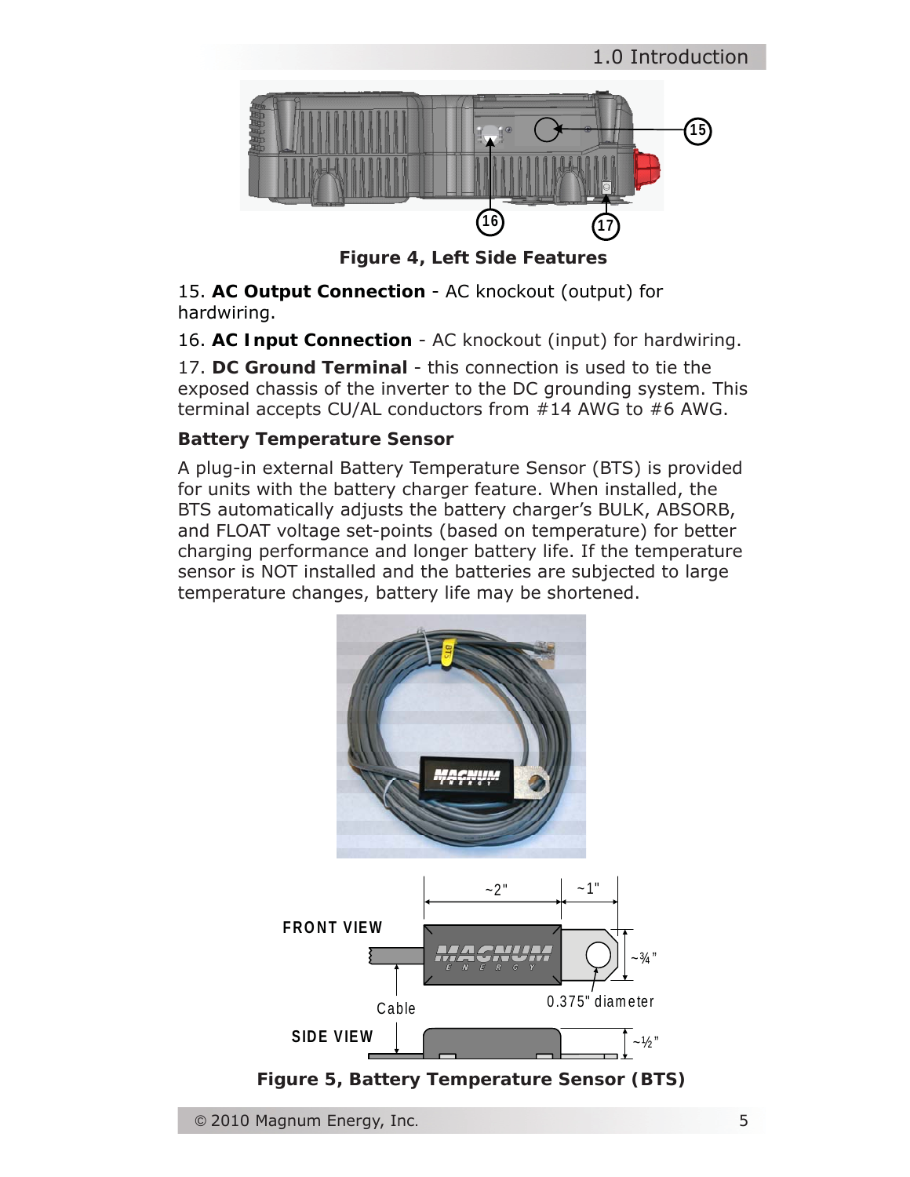Figure 4, Left Side Features

15. **AC Output Connection** - AC knockout (output) for hardwiring.

16. **AC Input Connection** - AC knockout (input) for hardwiring.

17. **DC Ground Terminal** - this connection is used to tie the exposed chassis of the inverter to the DC grounding system. This terminal accepts CU/AL conductors from #14 AWG to #6 AWG.

### Battery Temperature Sensor

A plug-in external Battery Temperature Sensor (BTS) is provided for units with the battery charger feature. When installed, the BTS automatically adjusts the battery charger's BULK, ABSORB, and FLOAT voltage set-points (based on temperature) for better charging performance and longer battery life. If the temperature sensor is NOT installed and the batteries are subjected to large temperature changes, battery life may be shortened.

Figure 5, Battery Temperature Sensor (BTS)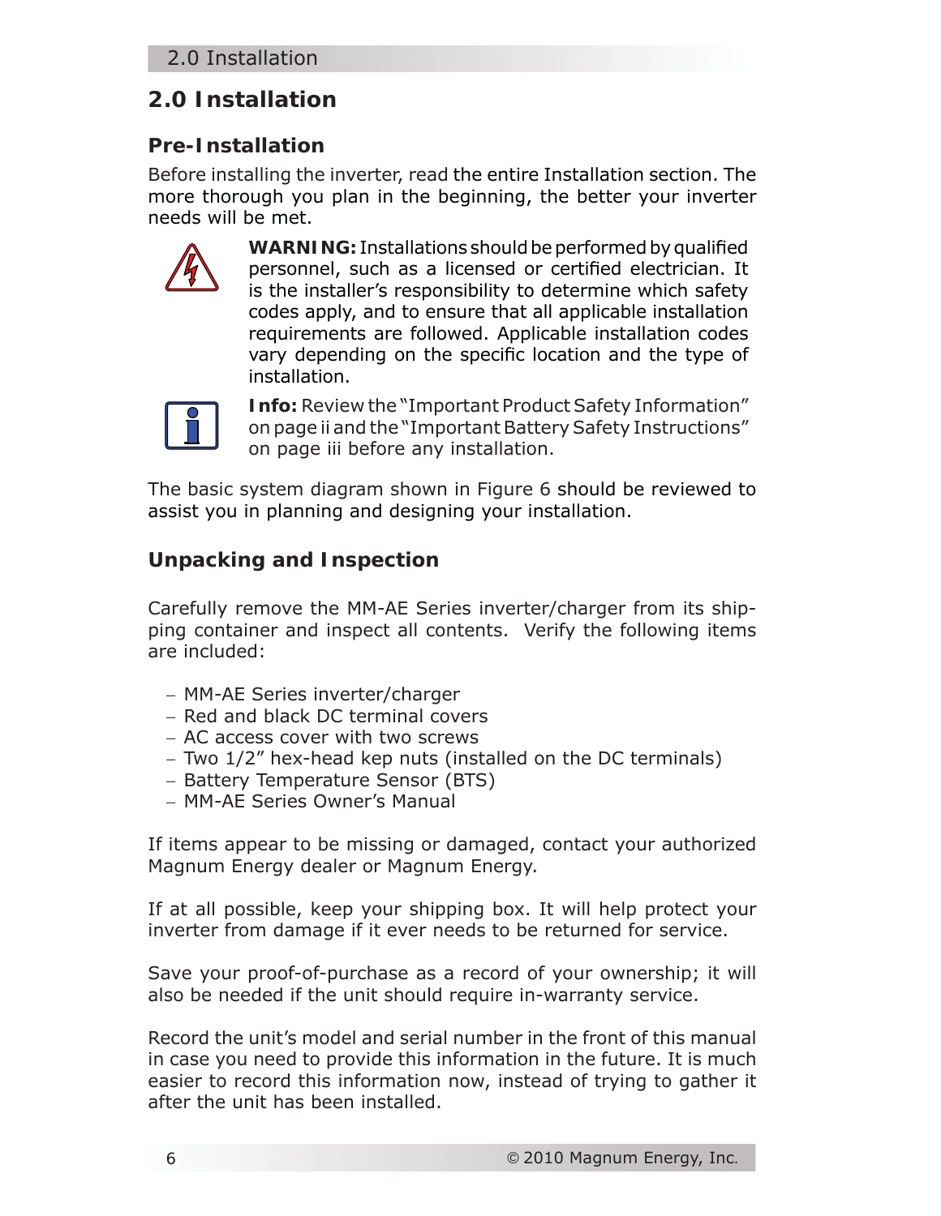## 2.0 Installation

### Pre-Installation

Before installing the inverter, read the entire Installation section. The more thorough you plan in the beginning, the better your inverter needs will be met.

**WARNING:** Installations should be performed by qualified personnel, such as a licensed or certified electrician. It is the installer's responsibility to determine which safety codes apply, and to ensure that all applicable installation requirements are followed. Applicable installation codes vary depending on the specific location and the type of installation.

**Info:** Review the "Important Product Safety Information" on page ii and the "Important Battery Safety Instructions" on page iii before any installation.

The basic system diagram shown in Figure 6 should be reviewed to assist you in planning and designing your installation.

### Unpacking and Inspection

Carefully remove the MM-AE Series inverter/charger from its shipping container and inspect all contents. Verify the following items are included:

- MM-AE Series inverter/charger
- Red and black DC terminal covers
- AC access cover with two screws
- Two 1/2" hex-head kep nuts (installed on the DC terminals)
- Battery Temperature Sensor (BTS)
- MM-AE Series Owner's Manual

If items appear to be missing or damaged, contact your authorized Magnum Energy dealer or Magnum Energy.

If at all possible, keep your shipping box. It will help protect your inverter from damage if it ever needs to be returned for service.

Save your proof-of-purchase as a record of your ownership; it will also be needed if the unit should require in-warranty service.

Record the unit's model and serial number in the front of this manual in case you need to provide this information in the future. It is much easier to record this information now, instead of trying to gather it after the unit has been installed.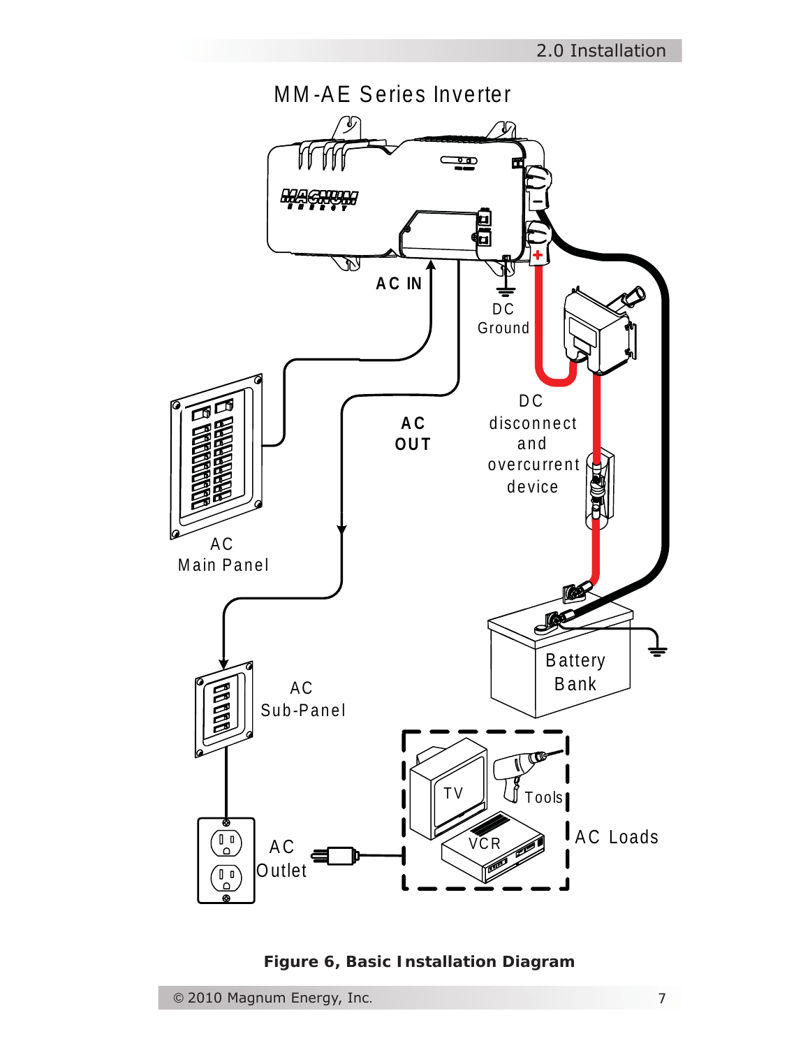MM-AE Series Inverter

AC IN

DC Ground

DC disconnect and overcurrent device

AC OUT

AC Main Panel

Battery Bank

AC Sub-Panel

TV

Tools

VCR

AC Loads

AC Outlet

**Figure 6, Basic Installation Diagram**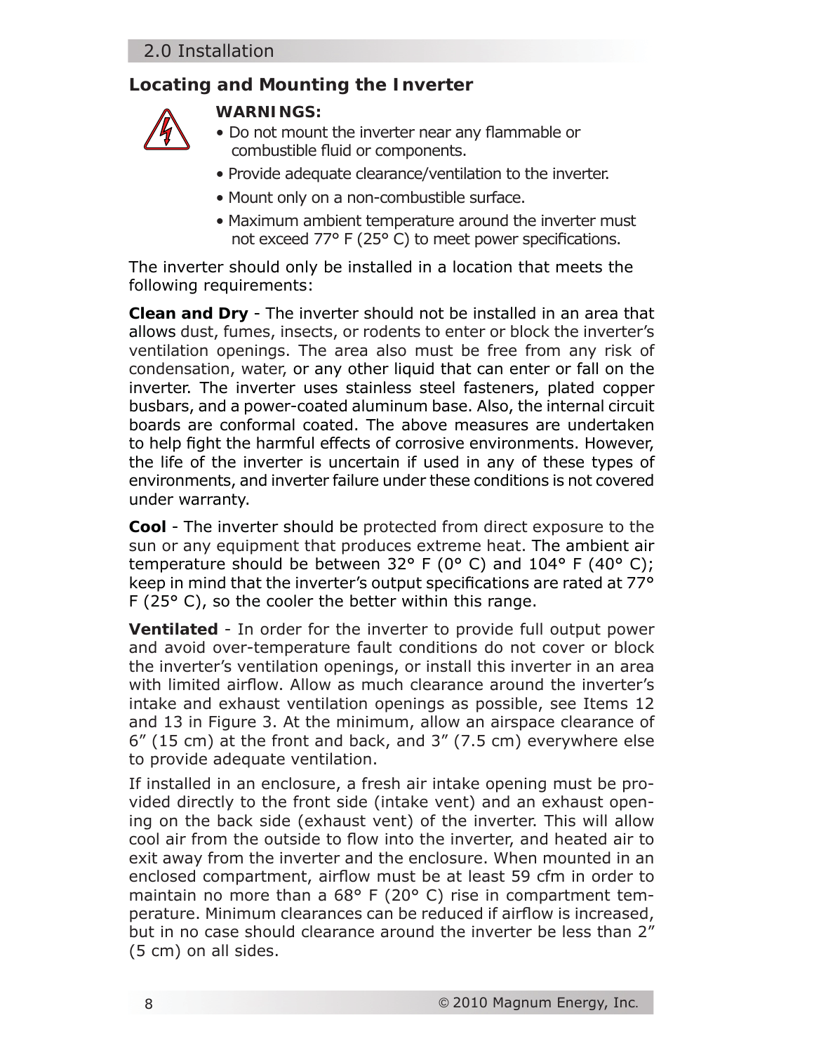## Locating and Mounting the Inverter

**WARNINGS:**

- Do not mount the inverter near any flammable or combustible fluid or components.
- Provide adequate clearance/ventilation to the inverter.
- Mount only on a non-combustible surface.
- Maximum ambient temperature around the inverter must not exceed 77° F (25° C) to meet power specifications.

The inverter should only be installed in a location that meets the following requirements:

**Clean and Dry** - The inverter should not be installed in an area that allows dust, fumes, insects, or rodents to enter or block the inverter's ventilation openings. The area also must be free from any risk of condensation, water, or any other liquid that can enter or fall on the inverter. The inverter uses stainless steel fasteners, plated copper busbars, and a power-coated aluminum base. Also, the internal circuit boards are conformal coated. The above measures are undertaken to help fight the harmful effects of corrosive environments. However, the life of the inverter is uncertain if used in any of these types of environments, and inverter failure under these conditions is not covered under warranty.

**Cool** - The inverter should be protected from direct exposure to the sun or any equipment that produces extreme heat. The ambient air temperature should be between 32° F (0° C) and 104° F (40° C); keep in mind that the inverter's output specifications are rated at 77° F (25° C), so the cooler the better within this range.

**Ventilated** - In order for the inverter to provide full output power and avoid over-temperature fault conditions do not cover or block the inverter's ventilation openings, or install this inverter in an area with limited airflow. Allow as much clearance around the inverter's intake and exhaust ventilation openings as possible, see Items 12 and 13 in Figure 3. At the minimum, allow an airspace clearance of 6" (15 cm) at the front and back, and 3" (7.5 cm) everywhere else to provide adequate ventilation.

If installed in an enclosure, a fresh air intake opening must be provided directly to the front side (intake vent) and an exhaust opening on the back side (exhaust vent) of the inverter. This will allow cool air from the outside to flow into the inverter, and heated air to exit away from the inverter and the enclosure. When mounted in an enclosed compartment, airflow must be at least 59 cfm in order to maintain no more than a 68° F (20° C) rise in compartment temperature. Minimum clearances can be reduced if airflow is increased, but in no case should clearance around the inverter be less than 2" (5 cm) on all sides.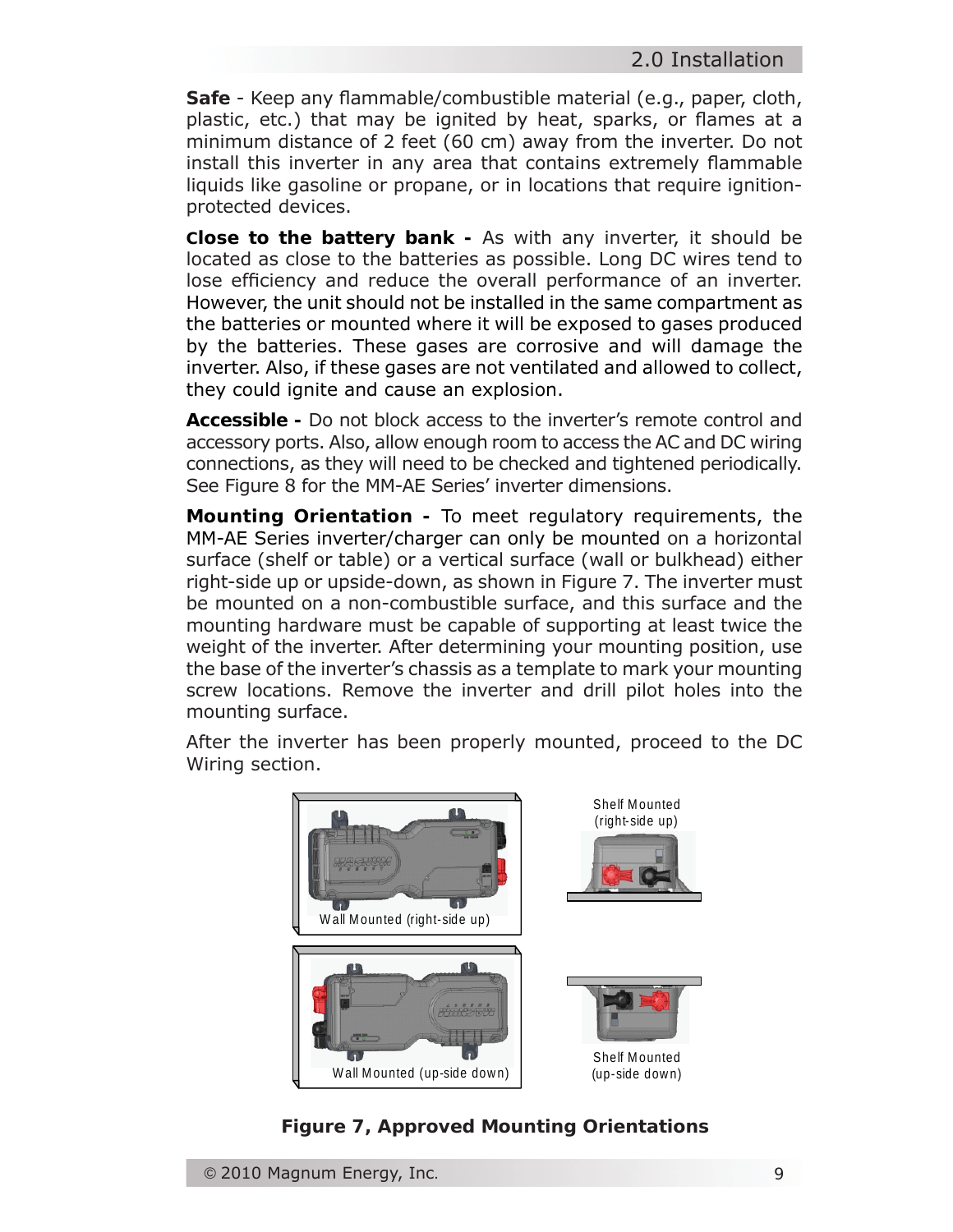**Safe** - Keep any flammable/combustible material (e.g., paper, cloth, plastic, etc.) that may be ignited by heat, sparks, or flames at a minimum distance of 2 feet (60 cm) away from the inverter. Do not install this inverter in any area that contains extremely flammable liquids like gasoline or propane, or in locations that require ignition-protected devices.

**Close to the battery bank -** As with any inverter, it should be located as close to the batteries as possible. Long DC wires tend to lose efficiency and reduce the overall performance of an inverter. However, the unit should not be installed in the same compartment as the batteries or mounted where it will be exposed to gases produced by the batteries. These gases are corrosive and will damage the inverter. Also, if these gases are not ventilated and allowed to collect, they could ignite and cause an explosion.

**Accessible -** Do not block access to the inverter's remote control and accessory ports. Also, allow enough room to access the AC and DC wiring connections, as they will need to be checked and tightened periodically. See Figure 8 for the MM-AE Series' inverter dimensions.

**Mounting Orientation -** To meet regulatory requirements, the MM-AE Series inverter/charger can only be mounted on a horizontal surface (shelf or table) or a vertical surface (wall or bulkhead) either right-side up or upside-down, as shown in Figure 7. The inverter must be mounted on a non-combustible surface, and this surface and the mounting hardware must be capable of supporting at least twice the weight of the inverter. After determining your mounting position, use the base of the inverter's chassis as a template to mark your mounting screw locations. Remove the inverter and drill pilot holes into the mounting surface.

After the inverter has been properly mounted, proceed to the DC Wiring section.

Wall Mounted (right-side up)

Shelf Mounted (right-side up)

Wall Mounted (up-side down)

Shelf Mounted (up-side down)

**Figure 7, Approved Mounting Orientations**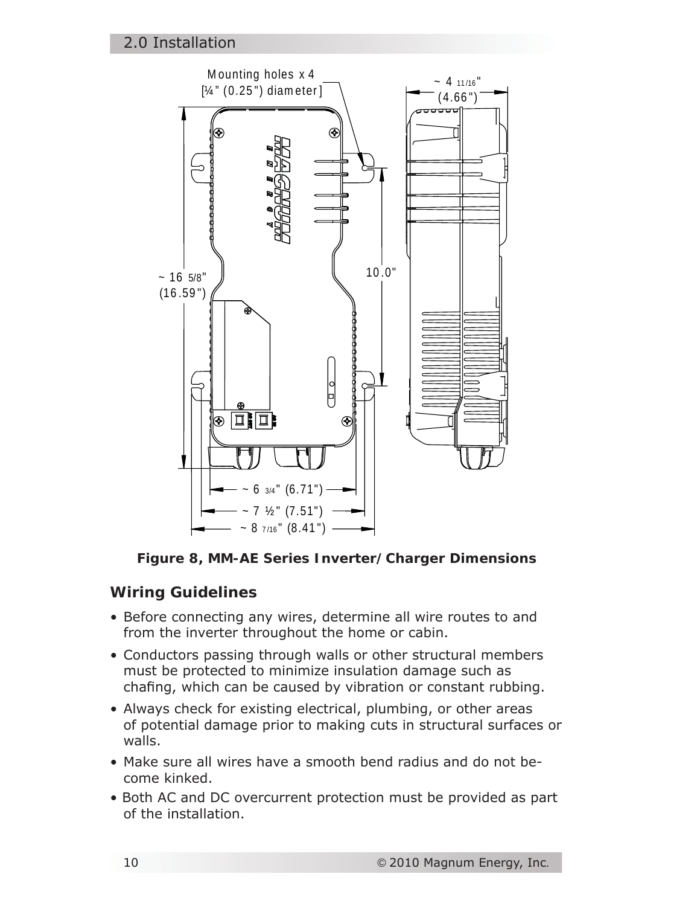Mounting holes x 4
[¼" (0.25") diameter]

~ 4 11/16" (4.66")

~ 16 5/8" (16.59")

10.0"

~ 6 3/4" (6.71")

~ 7 ½" (7.51")

~ 8 7/16" (8.41")

**Figure 8, MM-AE Series Inverter/Charger Dimensions**

## Wiring Guidelines

- Before connecting any wires, determine all wire routes to and from the inverter throughout the home or cabin.
- Conductors passing through walls or other structural members must be protected to minimize insulation damage such as chafing, which can be caused by vibration or constant rubbing.
- Always check for existing electrical, plumbing, or other areas of potential damage prior to making cuts in structural surfaces or walls.
- Make sure all wires have a smooth bend radius and do not become kinked.
- Both AC and DC overcurrent protection must be provided as part of the installation.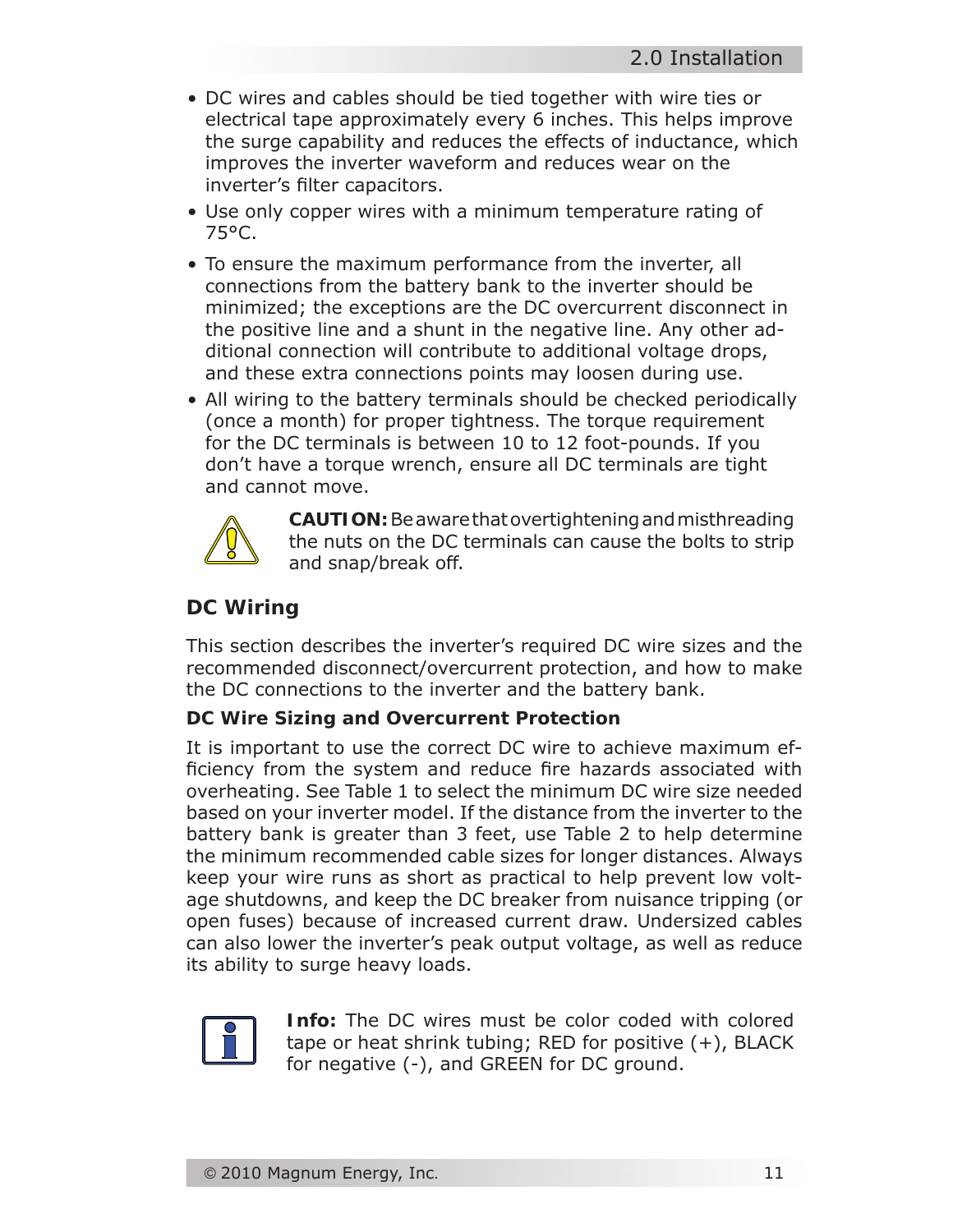- DC wires and cables should be tied together with wire ties or electrical tape approximately every 6 inches. This helps improve the surge capability and reduces the effects of inductance, which improves the inverter waveform and reduces wear on the inverter's filter capacitors.
- Use only copper wires with a minimum temperature rating of 75°C.
- To ensure the maximum performance from the inverter, all connections from the battery bank to the inverter should be minimized; the exceptions are the DC overcurrent disconnect in the positive line and a shunt in the negative line. Any other additional connection will contribute to additional voltage drops, and these extra connections points may loosen during use.
- All wiring to the battery terminals should be checked periodically (once a month) for proper tightness. The torque requirement for the DC terminals is between 10 to 12 foot-pounds. If you don't have a torque wrench, ensure all DC terminals are tight and cannot move.

**CAUTION:** Be aware that overtightening and misthreading the nuts on the DC terminals can cause the bolts to strip and snap/break off.

## DC Wiring

This section describes the inverter's required DC wire sizes and the recommended disconnect/overcurrent protection, and how to make the DC connections to the inverter and the battery bank.

### DC Wire Sizing and Overcurrent Protection

It is important to use the correct DC wire to achieve maximum efficiency from the system and reduce fire hazards associated with overheating. See Table 1 to select the minimum DC wire size needed based on your inverter model. If the distance from the inverter to the battery bank is greater than 3 feet, use Table 2 to help determine the minimum recommended cable sizes for longer distances. Always keep your wire runs as short as practical to help prevent low voltage shutdowns, and keep the DC breaker from nuisance tripping (or open fuses) because of increased current draw. Undersized cables can also lower the inverter's peak output voltage, as well as reduce its ability to surge heavy loads.

**Info:** The DC wires must be color coded with colored tape or heat shrink tubing; RED for positive (+), BLACK for negative (-), and GREEN for DC ground.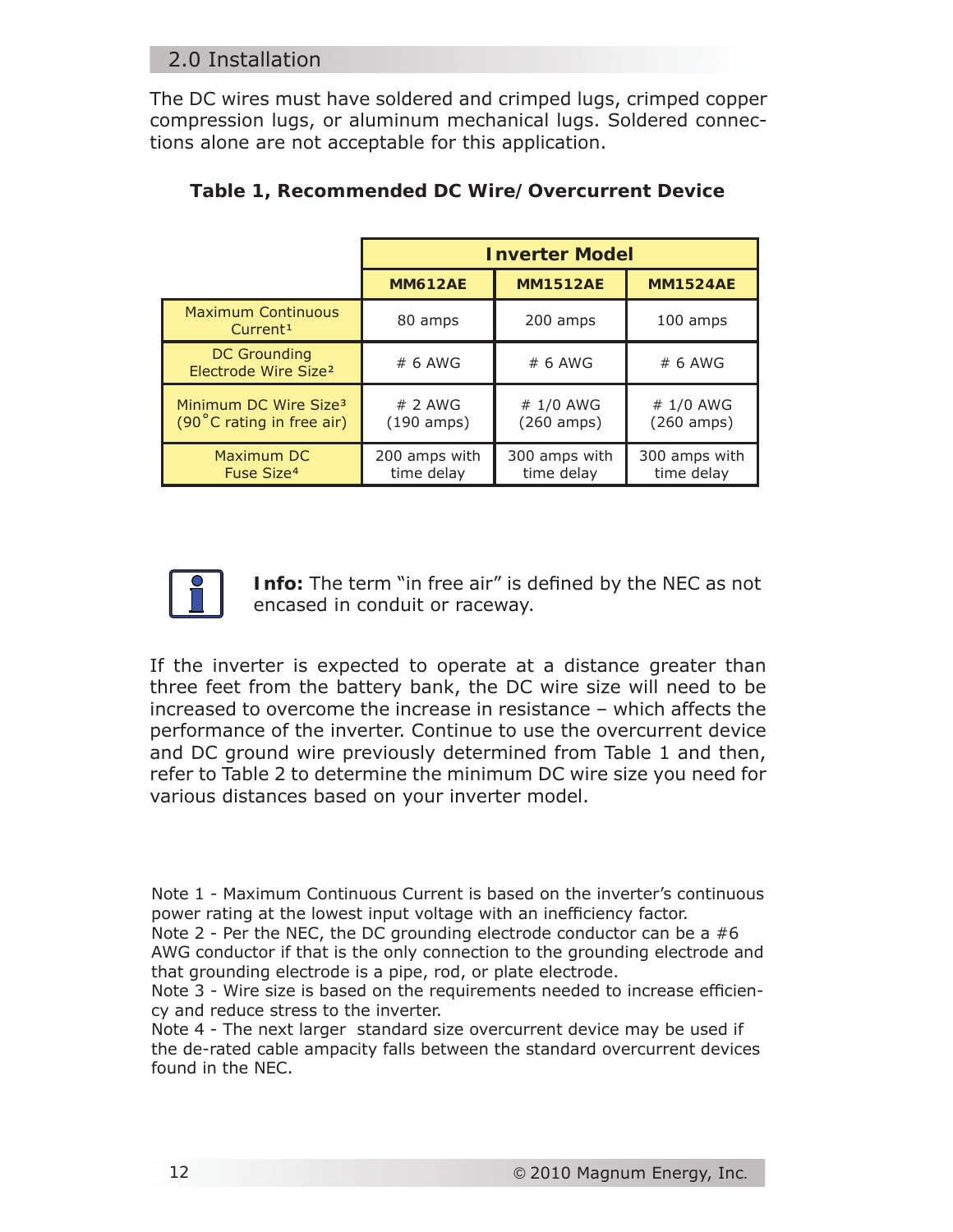## 2.0 Installation

The DC wires must have soldered and crimped lugs, crimped copper compression lugs, or aluminum mechanical lugs. Soldered connections alone are not acceptable for this application.

**Table 1, Recommended DC Wire/ Overcurrent Device**

| | Inverter Model | | |
|---|---|---|---|
| | **MM612AE** | **MM1512AE** | **MM1524AE** |
| Maximum Continuous Current[1] | 80 amps | 200 amps | 100 amps |
| DC Grounding Electrode Wire Size[2] | # 6 AWG | # 6 AWG | # 6 AWG |
| Minimum DC Wire Size[3] (90°C rating in free air) | # 2 AWG (190 amps) | # 1/0 AWG (260 amps) | # 1/0 AWG (260 amps) |
| Maximum DC Fuse Size[4] | 200 amps with time delay | 300 amps with time delay | 300 amps with time delay |

**Info:** The term "in free air" is defined by the NEC as not encased in conduit or raceway.

If the inverter is expected to operate at a distance greater than three feet from the battery bank, the DC wire size will need to be increased to overcome the increase in resistance – which affects the performance of the inverter. Continue to use the overcurrent device and DC ground wire previously determined from Table 1 and then, refer to Table 2 to determine the minimum DC wire size you need for various distances based on your inverter model.

Note 1 - Maximum Continuous Current is based on the inverter's continuous power rating at the lowest input voltage with an inefficiency factor.
Note 2 - Per the NEC, the DC grounding electrode conductor can be a #6 AWG conductor if that is the only connection to the grounding electrode and that grounding electrode is a pipe, rod, or plate electrode.
Note 3 - Wire size is based on the requirements needed to increase efficiency and reduce stress to the inverter.
Note 4 - The next larger standard size overcurrent device may be used if the de-rated cable ampacity falls between the standard overcurrent devices found in the NEC.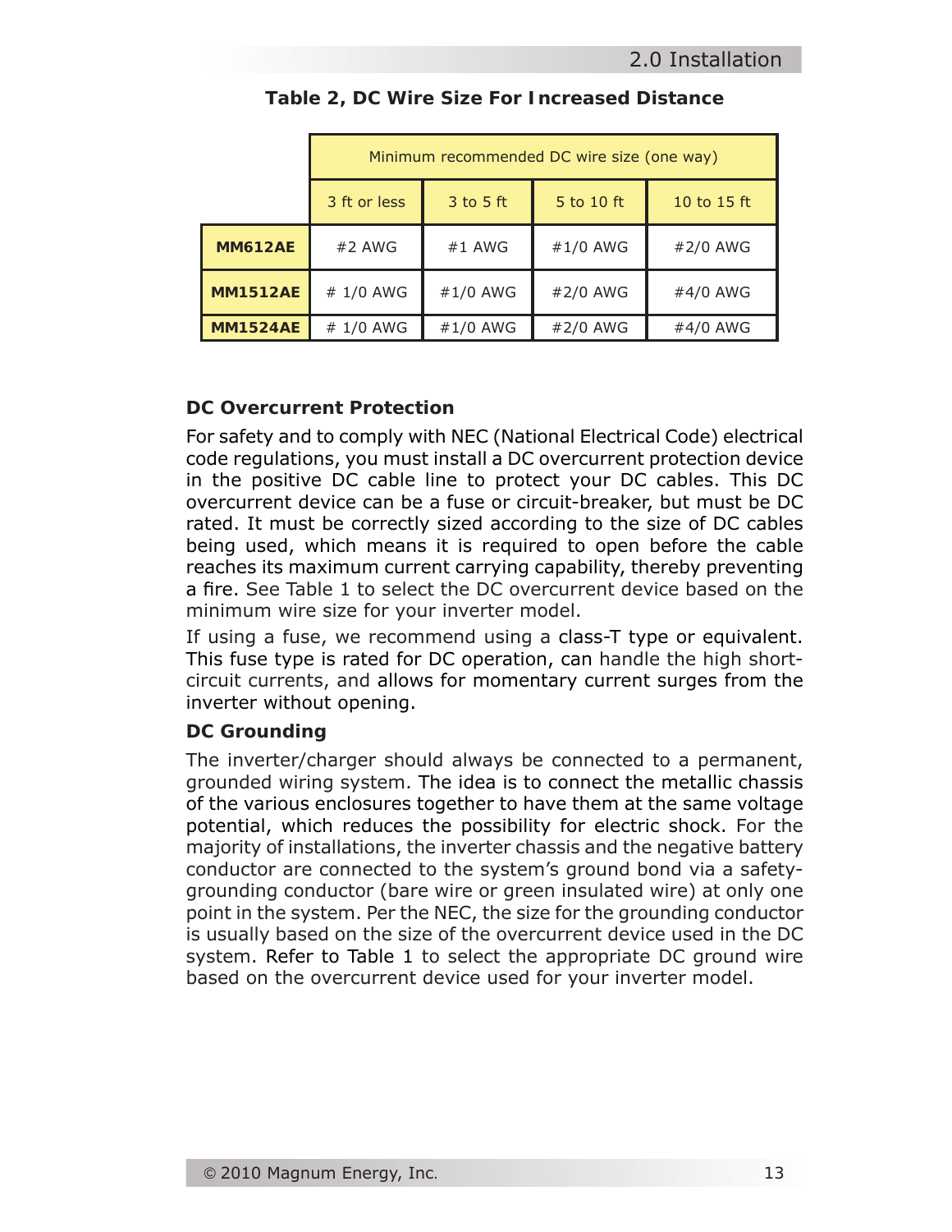**Table 2, DC Wire Size For Increased Distance**

| | Minimum recommended DC wire size (one way) | | | |
|---|---|---|---|---|
| | 3 ft or less | 3 to 5 ft | 5 to 10 ft | 10 to 15 ft |
| **MM612AE** | #2 AWG | #1 AWG | #1/0 AWG | #2/0 AWG |
| **MM1512AE** | # 1/0 AWG | #1/0 AWG | #2/0 AWG | #4/0 AWG |
| **MM1524AE** | # 1/0 AWG | #1/0 AWG | #2/0 AWG | #4/0 AWG |

### DC Overcurrent Protection

For safety and to comply with NEC (National Electrical Code) electrical code regulations, you must install a DC overcurrent protection device in the positive DC cable line to protect your DC cables. This DC overcurrent device can be a fuse or circuit-breaker, but must be DC rated. It must be correctly sized according to the size of DC cables being used, which means it is required to open before the cable reaches its maximum current carrying capability, thereby preventing a fire. See Table 1 to select the DC overcurrent device based on the minimum wire size for your inverter model.

If using a fuse, we recommend using a class-T type or equivalent. This fuse type is rated for DC operation, can handle the high short-circuit currents, and allows for momentary current surges from the inverter without opening.

### DC Grounding

The inverter/charger should always be connected to a permanent, grounded wiring system. The idea is to connect the metallic chassis of the various enclosures together to have them at the same voltage potential, which reduces the possibility for electric shock. For the majority of installations, the inverter chassis and the negative battery conductor are connected to the system's ground bond via a safety-grounding conductor (bare wire or green insulated wire) at only one point in the system. Per the NEC, the size for the grounding conductor is usually based on the size of the overcurrent device used in the DC system. Refer to Table 1 to select the appropriate DC ground wire based on the overcurrent device used for your inverter model.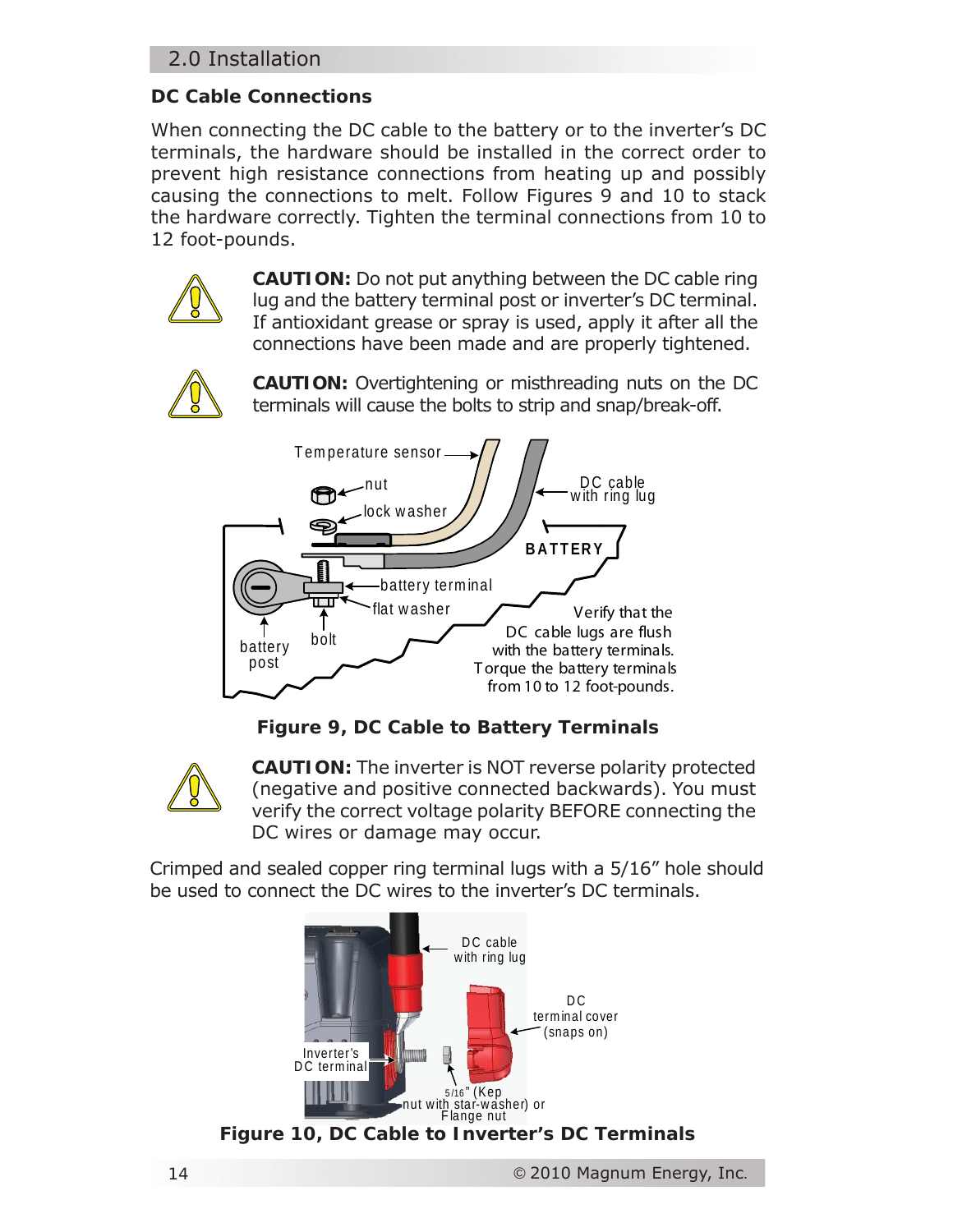## DC Cable Connections

When connecting the DC cable to the battery or to the inverter's DC terminals, the hardware should be installed in the correct order to prevent high resistance connections from heating up and possibly causing the connections to melt. Follow Figures 9 and 10 to stack the hardware correctly. Tighten the terminal connections from 10 to 12 foot-pounds.

**CAUTION:** Do not put anything between the DC cable ring lug and the battery terminal post or inverter's DC terminal. If antioxidant grease or spray is used, apply it after all the connections have been made and are properly tightened.

**CAUTION:** Overtightening or misthreading nuts on the DC terminals will cause the bolts to strip and snap/break-off.

**Figure 9, DC Cable to Battery Terminals**

**CAUTION:** The inverter is NOT reverse polarity protected (negative and positive connected backwards). You must verify the correct voltage polarity BEFORE connecting the DC wires or damage may occur.

Crimped and sealed copper ring terminal lugs with a 5/16" hole should be used to connect the DC wires to the inverter's DC terminals.

**Figure 10, DC Cable to Inverter's DC Terminals**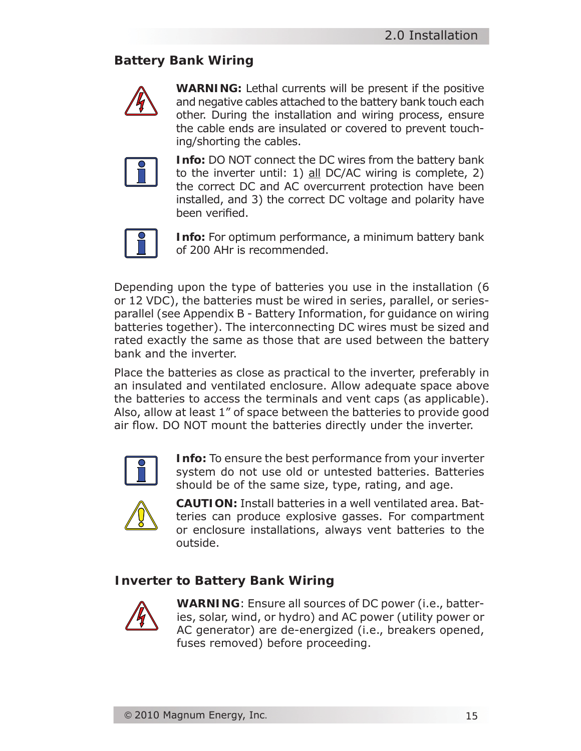## Battery Bank Wiring

**WARNING:** Lethal currents will be present if the positive and negative cables attached to the battery bank touch each other. During the installation and wiring process, ensure the cable ends are insulated or covered to prevent touching/shorting the cables.

**Info:** DO NOT connect the DC wires from the battery bank to the inverter until: 1) all DC/AC wiring is complete, 2) the correct DC and AC overcurrent protection have been installed, and 3) the correct DC voltage and polarity have been verified.

**Info:** For optimum performance, a minimum battery bank of 200 AHr is recommended.

Depending upon the type of batteries you use in the installation (6 or 12 VDC), the batteries must be wired in series, parallel, or series-parallel (see Appendix B - Battery Information, for guidance on wiring batteries together). The interconnecting DC wires must be sized and rated exactly the same as those that are used between the battery bank and the inverter.

Place the batteries as close as practical to the inverter, preferably in an insulated and ventilated enclosure. Allow adequate space above the batteries to access the terminals and vent caps (as applicable). Also, allow at least 1" of space between the batteries to provide good air flow. DO NOT mount the batteries directly under the inverter.

**Info:** To ensure the best performance from your inverter system do not use old or untested batteries. Batteries should be of the same size, type, rating, and age.

**CAUTION:** Install batteries in a well ventilated area. Batteries can produce explosive gasses. For compartment or enclosure installations, always vent batteries to the outside.

## Inverter to Battery Bank Wiring

**WARNING**: Ensure all sources of DC power (i.e., batteries, solar, wind, or hydro) and AC power (utility power or AC generator) are de-energized (i.e., breakers opened, fuses removed) before proceeding.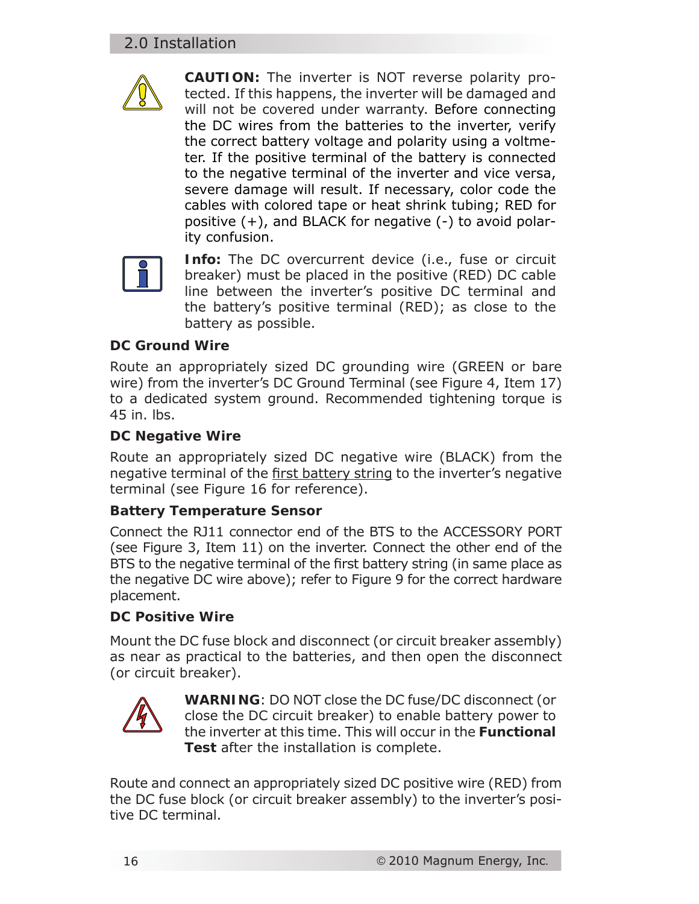**CAUTION:** The inverter is NOT reverse polarity protected. If this happens, the inverter will be damaged and will not be covered under warranty. Before connecting the DC wires from the batteries to the inverter, verify the correct battery voltage and polarity using a voltmeter. If the positive terminal of the battery is connected to the negative terminal of the inverter and vice versa, severe damage will result. If necessary, color code the cables with colored tape or heat shrink tubing; RED for positive (+), and BLACK for negative (-) to avoid polarity confusion.

**Info:** The DC overcurrent device (i.e., fuse or circuit breaker) must be placed in the positive (RED) DC cable line between the inverter's positive DC terminal and the battery's positive terminal (RED); as close to the battery as possible.

**DC Ground Wire**

Route an appropriately sized DC grounding wire (GREEN or bare wire) from the inverter's DC Ground Terminal (see Figure 4, Item 17) to a dedicated system ground. Recommended tightening torque is 45 in. lbs.

**DC Negative Wire**

Route an appropriately sized DC negative wire (BLACK) from the negative terminal of the first battery string to the inverter's negative terminal (see Figure 16 for reference).

**Battery Temperature Sensor**

Connect the RJ11 connector end of the BTS to the ACCESSORY PORT (see Figure 3, Item 11) on the inverter. Connect the other end of the BTS to the negative terminal of the first battery string (in same place as the negative DC wire above); refer to Figure 9 for the correct hardware placement.

**DC Positive Wire**

Mount the DC fuse block and disconnect (or circuit breaker assembly) as near as practical to the batteries, and then open the disconnect (or circuit breaker).

**WARNING**: DO NOT close the DC fuse/DC disconnect (or close the DC circuit breaker) to enable battery power to the inverter at this time. This will occur in the **Functional Test** after the installation is complete.

Route and connect an appropriately sized DC positive wire (RED) from the DC fuse block (or circuit breaker assembly) to the inverter's positive DC terminal.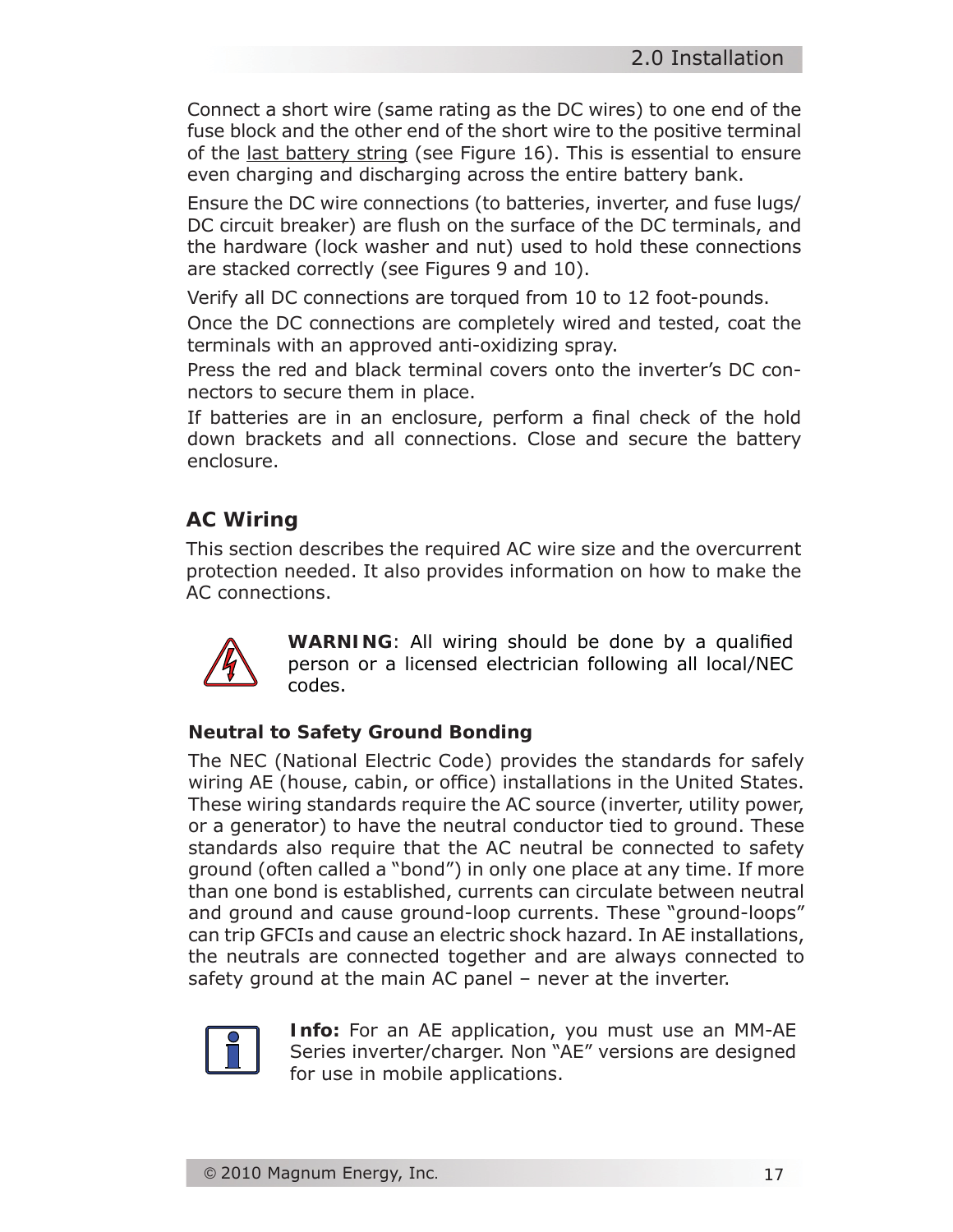Connect a short wire (same rating as the DC wires) to one end of the fuse block and the other end of the short wire to the positive terminal of the last battery string (see Figure 16). This is essential to ensure even charging and discharging across the entire battery bank.

Ensure the DC wire connections (to batteries, inverter, and fuse lugs/ DC circuit breaker) are flush on the surface of the DC terminals, and the hardware (lock washer and nut) used to hold these connections are stacked correctly (see Figures 9 and 10).

Verify all DC connections are torqued from 10 to 12 foot-pounds.

Once the DC connections are completely wired and tested, coat the terminals with an approved anti-oxidizing spray.

Press the red and black terminal covers onto the inverter's DC connectors to secure them in place.

If batteries are in an enclosure, perform a final check of the hold down brackets and all connections. Close and secure the battery enclosure.

## AC Wiring

This section describes the required AC wire size and the overcurrent protection needed. It also provides information on how to make the AC connections.

**WARNING**: All wiring should be done by a qualified person or a licensed electrician following all local/NEC codes.

### Neutral to Safety Ground Bonding

The NEC (National Electric Code) provides the standards for safely wiring AE (house, cabin, or office) installations in the United States. These wiring standards require the AC source (inverter, utility power, or a generator) to have the neutral conductor tied to ground. These standards also require that the AC neutral be connected to safety ground (often called a "bond") in only one place at any time. If more than one bond is established, currents can circulate between neutral and ground and cause ground-loop currents. These "ground-loops" can trip GFCIs and cause an electric shock hazard. In AE installations, the neutrals are connected together and are always connected to safety ground at the main AC panel – never at the inverter.

**Info:** For an AE application, you must use an MM-AE Series inverter/charger. Non "AE" versions are designed for use in mobile applications.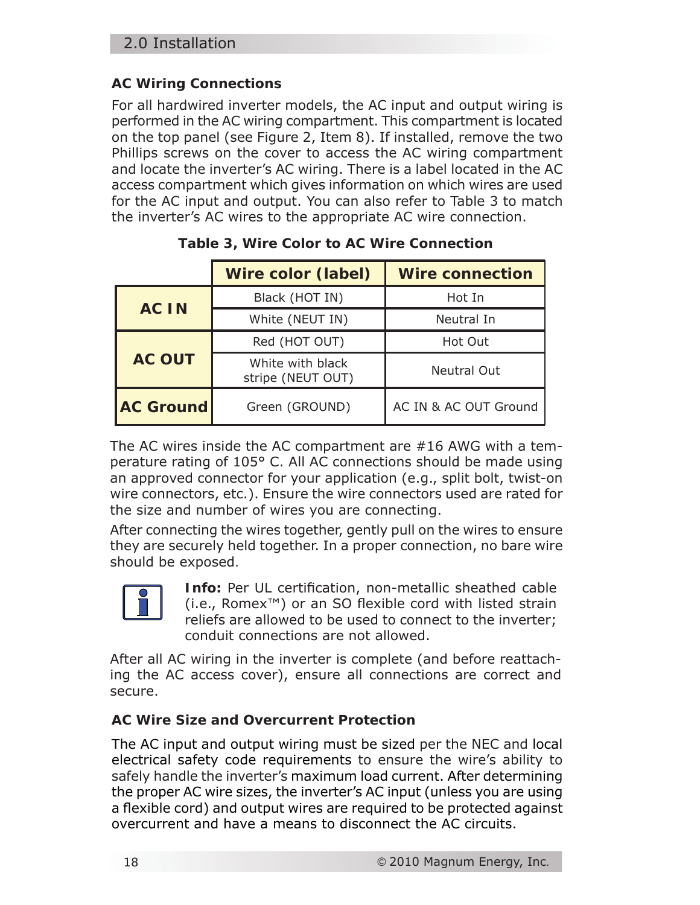## AC Wiring Connections

For all hardwired inverter models, the AC input and output wiring is performed in the AC wiring compartment. This compartment is located on the top panel (see Figure 2, Item 8). If installed, remove the two Phillips screws on the cover to access the AC wiring compartment and locate the inverter's AC wiring. There is a label located in the AC access compartment which gives information on which wires are used for the AC input and output. You can also refer to Table 3 to match the inverter's AC wires to the appropriate AC wire connection.

**Table 3, Wire Color to AC Wire Connection**

| | Wire color (label) | Wire connection |
|---|---|---|
| **AC IN** | Black (HOT IN) | Hot In |
| | White (NEUT IN) | Neutral In |
| **AC OUT** | Red (HOT OUT) | Hot Out |
| | White with black stripe (NEUT OUT) | Neutral Out |
| **AC Ground** | Green (GROUND) | AC IN & AC OUT Ground |

The AC wires inside the AC compartment are #16 AWG with a temperature rating of 105° C. All AC connections should be made using an approved connector for your application (e.g., split bolt, twist-on wire connectors, etc.). Ensure the wire connectors used are rated for the size and number of wires you are connecting.

After connecting the wires together, gently pull on the wires to ensure they are securely held together. In a proper connection, no bare wire should be exposed.

**Info:** Per UL certification, non-metallic sheathed cable (i.e., Romex™) or an SO flexible cord with listed strain reliefs are allowed to be used to connect to the inverter; conduit connections are not allowed.

After all AC wiring in the inverter is complete (and before reattaching the AC access cover), ensure all connections are correct and secure.

## AC Wire Size and Overcurrent Protection

The AC input and output wiring must be sized per the NEC and local electrical safety code requirements to ensure the wire's ability to safely handle the inverter's maximum load current. After determining the proper AC wire sizes, the inverter's AC input (unless you are using a flexible cord) and output wires are required to be protected against overcurrent and have a means to disconnect the AC circuits.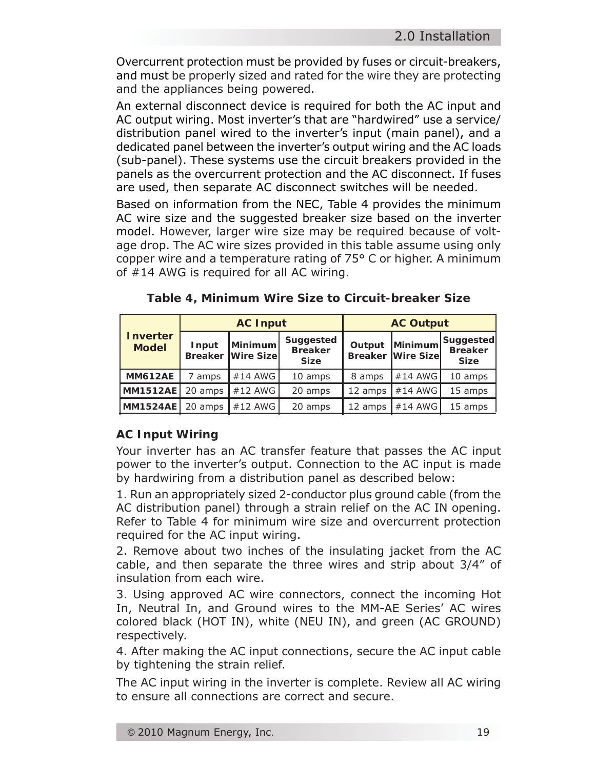Overcurrent protection must be provided by fuses or circuit-breakers, and must be properly sized and rated for the wire they are protecting and the appliances being powered.

An external disconnect device is required for both the AC input and AC output wiring. Most inverter's that are "hardwired" use a service/distribution panel wired to the inverter's input (main panel), and a dedicated panel between the inverter's output wiring and the AC loads (sub-panel). These systems use the circuit breakers provided in the panels as the overcurrent protection and the AC disconnect. If fuses are used, then separate AC disconnect switches will be needed.

Based on information from the NEC, Table 4 provides the minimum AC wire size and the suggested breaker size based on the inverter model. However, larger wire size may be required because of voltage drop. The AC wire sizes provided in this table assume using only copper wire and a temperature rating of 75° C or higher. A minimum of #14 AWG is required for all AC wiring.

**Table 4, Minimum Wire Size to Circuit-breaker Size**

| Inverter Model | AC Input | | | AC Output | | |
|---|---|---|---|---|---|---|
| | Input Breaker | Minimum Wire Size | Suggested Breaker Size | Output Breaker | Minimum Wire Size | Suggested Breaker Size |
| **MM612AE** | 7 amps | #14 AWG | 10 amps | 8 amps | #14 AWG | 10 amps |
| **MM1512AE** | 20 amps | #12 AWG | 20 amps | 12 amps | #14 AWG | 15 amps |
| **MM1524AE** | 20 amps | #12 AWG | 20 amps | 12 amps | #14 AWG | 15 amps |

### AC Input Wiring

Your inverter has an AC transfer feature that passes the AC input power to the inverter's output. Connection to the AC input is made by hardwiring from a distribution panel as described below:

1. Run an appropriately sized 2-conductor plus ground cable (from the AC distribution panel) through a strain relief on the AC IN opening. Refer to Table 4 for minimum wire size and overcurrent protection required for the AC input wiring.

2. Remove about two inches of the insulating jacket from the AC cable, and then separate the three wires and strip about 3/4" of insulation from each wire.

3. Using approved AC wire connectors, connect the incoming Hot In, Neutral In, and Ground wires to the MM-AE Series' AC wires colored black (HOT IN), white (NEU IN), and green (AC GROUND) respectively.

4. After making the AC input connections, secure the AC input cable by tightening the strain relief.

The AC input wiring in the inverter is complete. Review all AC wiring to ensure all connections are correct and secure.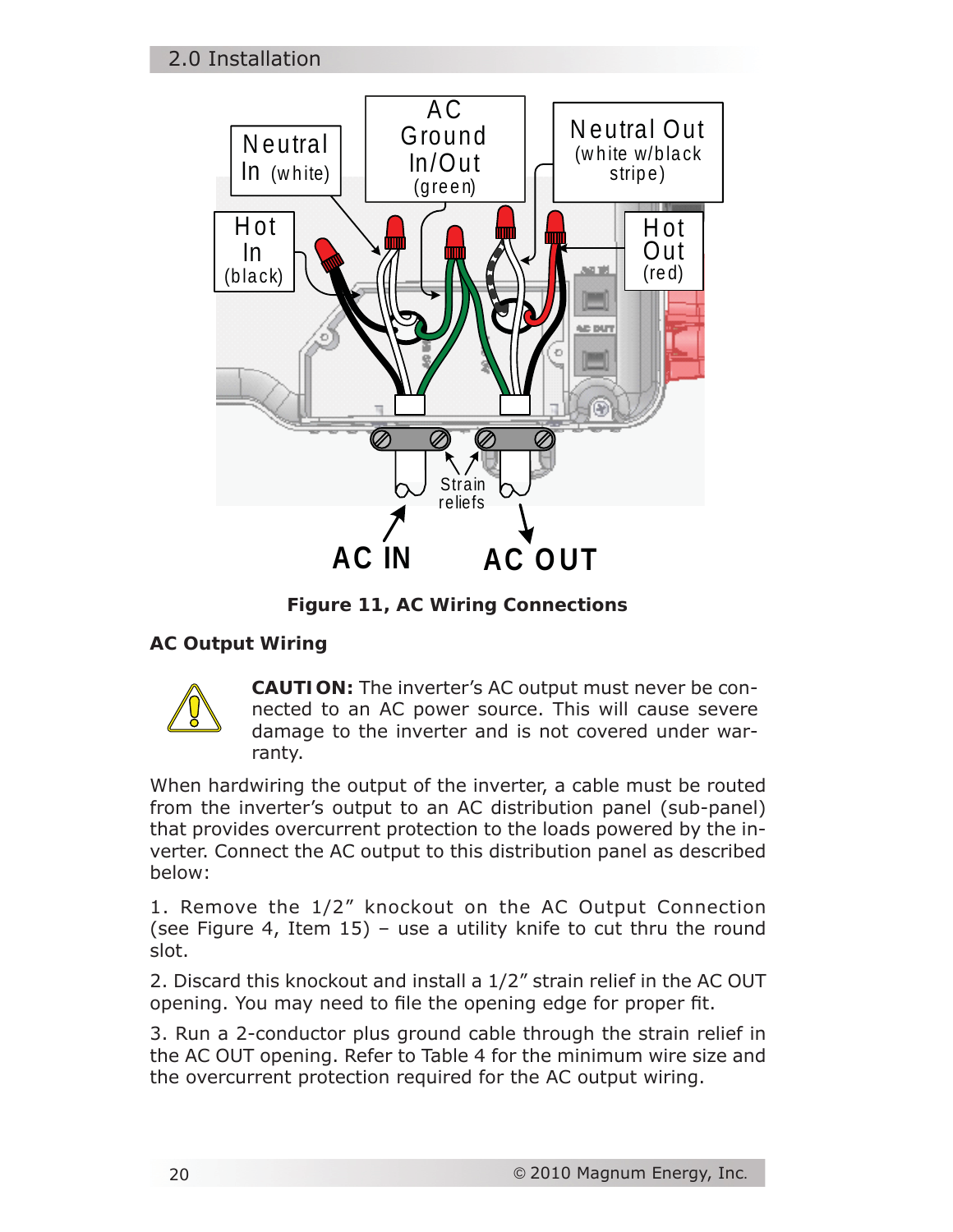Figure 11, AC Wiring Connections

## AC Output Wiring

**CAUTION:** The inverter's AC output must never be connected to an AC power source. This will cause severe damage to the inverter and is not covered under warranty.

When hardwiring the output of the inverter, a cable must be routed from the inverter's output to an AC distribution panel (sub-panel) that provides overcurrent protection to the loads powered by the inverter. Connect the AC output to this distribution panel as described below:

1. Remove the 1/2" knockout on the AC Output Connection (see Figure 4, Item 15) – use a utility knife to cut thru the round slot.

2. Discard this knockout and install a 1/2" strain relief in the AC OUT opening. You may need to file the opening edge for proper fit.

3. Run a 2-conductor plus ground cable through the strain relief in the AC OUT opening. Refer to Table 4 for the minimum wire size and the overcurrent protection required for the AC output wiring.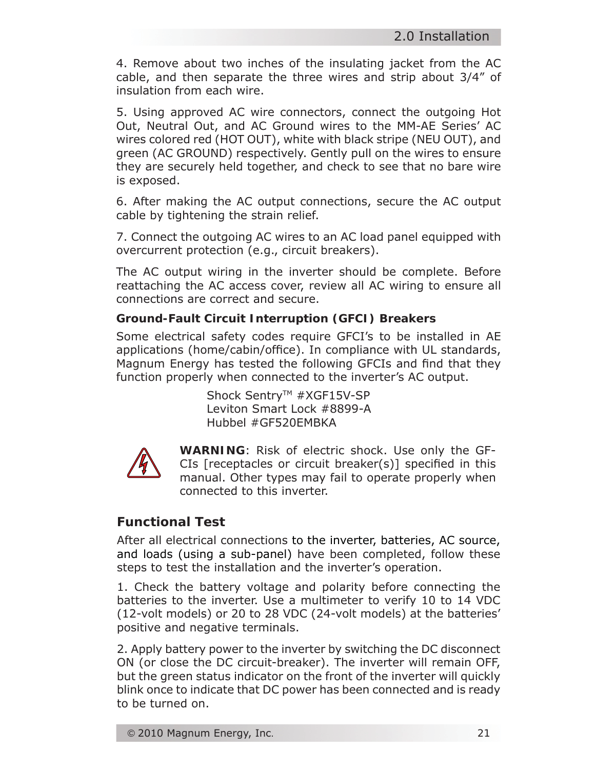4. Remove about two inches of the insulating jacket from the AC cable, and then separate the three wires and strip about 3/4" of insulation from each wire.

5. Using approved AC wire connectors, connect the outgoing Hot Out, Neutral Out, and AC Ground wires to the MM-AE Series' AC wires colored red (HOT OUT), white with black stripe (NEU OUT), and green (AC GROUND) respectively. Gently pull on the wires to ensure they are securely held together, and check to see that no bare wire is exposed.

6. After making the AC output connections, secure the AC output cable by tightening the strain relief.

7. Connect the outgoing AC wires to an AC load panel equipped with overcurrent protection (e.g., circuit breakers).

The AC output wiring in the inverter should be complete. Before reattaching the AC access cover, review all AC wiring to ensure all connections are correct and secure.

### Ground-Fault Circuit Interruption (GFCI) Breakers

Some electrical safety codes require GFCI's to be installed in AE applications (home/cabin/office). In compliance with UL standards, Magnum Energy has tested the following GFCIs and find that they function properly when connected to the inverter's AC output.

Shock Sentry™ #XGF15V-SP
Leviton Smart Lock #8899-A
Hubbel #GF520EMBKA

**WARNING**: Risk of electric shock. Use only the GFCIs [receptacles or circuit breaker(s)] specified in this manual. Other types may fail to operate properly when connected to this inverter.

## Functional Test

After all electrical connections to the inverter, batteries, AC source, and loads (using a sub-panel) have been completed, follow these steps to test the installation and the inverter's operation.

1. Check the battery voltage and polarity before connecting the batteries to the inverter. Use a multimeter to verify 10 to 14 VDC (12-volt models) or 20 to 28 VDC (24-volt models) at the batteries' positive and negative terminals.

2. Apply battery power to the inverter by switching the DC disconnect ON (or close the DC circuit-breaker). The inverter will remain OFF, but the green status indicator on the front of the inverter will quickly blink once to indicate that DC power has been connected and is ready to be turned on.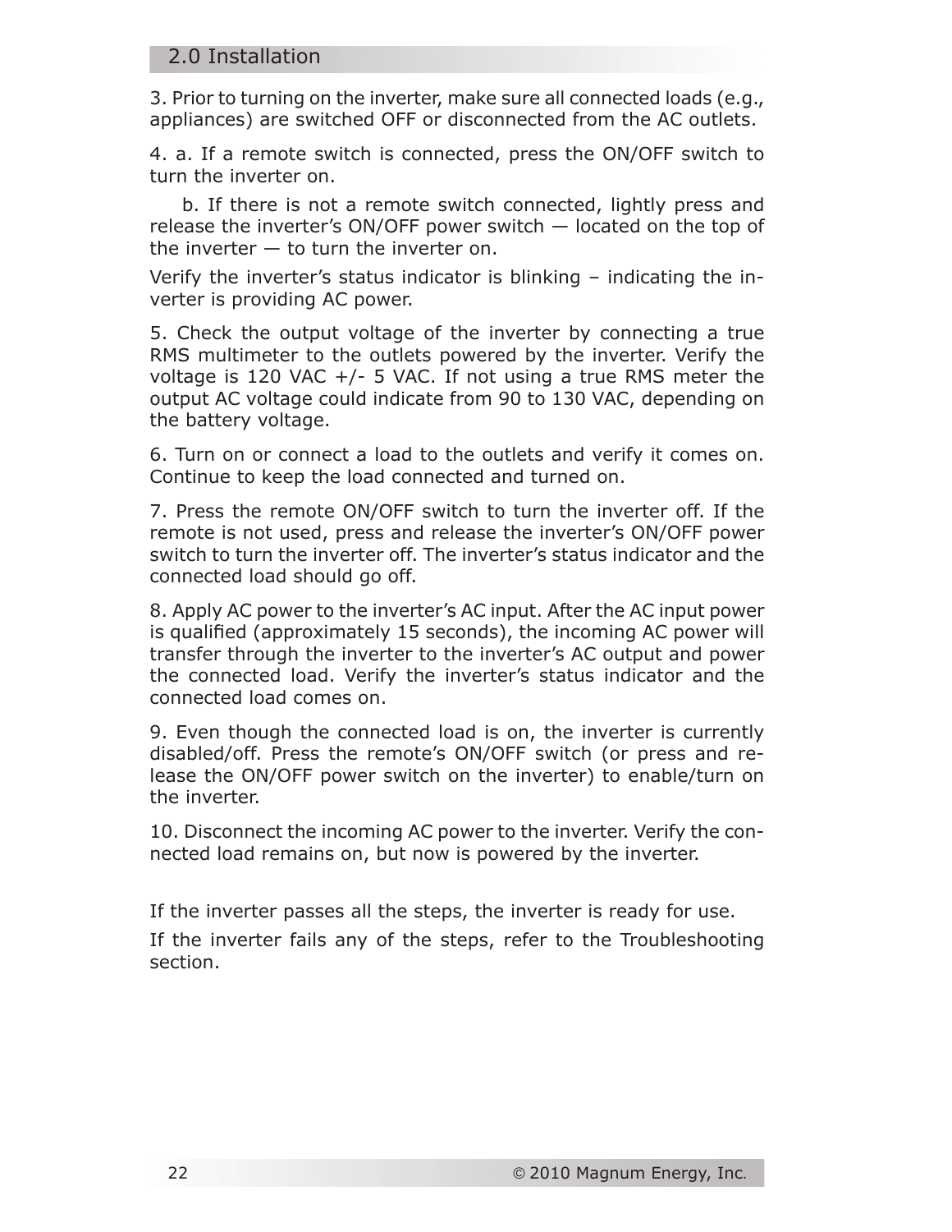3. Prior to turning on the inverter, make sure all connected loads (e.g., appliances) are switched OFF or disconnected from the AC outlets.

4. a. If a remote switch is connected, press the ON/OFF switch to turn the inverter on.

   b. If there is not a remote switch connected, lightly press and release the inverter's ON/OFF power switch — located on the top of the inverter — to turn the inverter on.

Verify the inverter's status indicator is blinking – indicating the inverter is providing AC power.

5. Check the output voltage of the inverter by connecting a true RMS multimeter to the outlets powered by the inverter. Verify the voltage is 120 VAC +/- 5 VAC. If not using a true RMS meter the output AC voltage could indicate from 90 to 130 VAC, depending on the battery voltage.

6. Turn on or connect a load to the outlets and verify it comes on. Continue to keep the load connected and turned on.

7. Press the remote ON/OFF switch to turn the inverter off. If the remote is not used, press and release the inverter's ON/OFF power switch to turn the inverter off. The inverter's status indicator and the connected load should go off.

8. Apply AC power to the inverter's AC input. After the AC input power is qualified (approximately 15 seconds), the incoming AC power will transfer through the inverter to the inverter's AC output and power the connected load. Verify the inverter's status indicator and the connected load comes on.

9. Even though the connected load is on, the inverter is currently disabled/off. Press the remote's ON/OFF switch (or press and release the ON/OFF power switch on the inverter) to enable/turn on the inverter.

10. Disconnect the incoming AC power to the inverter. Verify the connected load remains on, but now is powered by the inverter.

If the inverter passes all the steps, the inverter is ready for use.

If the inverter fails any of the steps, refer to the Troubleshooting section.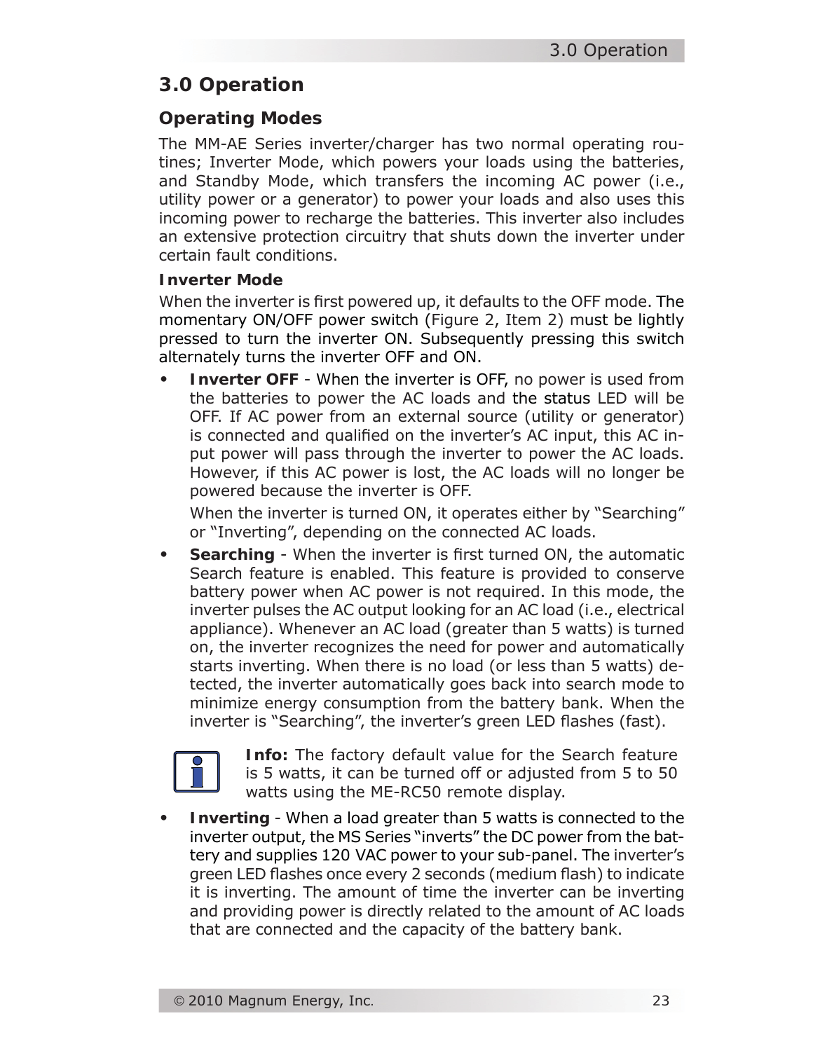# 3.0 Operation

## Operating Modes

The MM-AE Series inverter/charger has two normal operating routines; Inverter Mode, which powers your loads using the batteries, and Standby Mode, which transfers the incoming AC power (i.e., utility power or a generator) to power your loads and also uses this incoming power to recharge the batteries. This inverter also includes an extensive protection circuitry that shuts down the inverter under certain fault conditions.

### Inverter Mode

When the inverter is first powered up, it defaults to the OFF mode. The momentary ON/OFF power switch (Figure 2, Item 2) must be lightly pressed to turn the inverter ON. Subsequently pressing this switch alternately turns the inverter OFF and ON.

- **Inverter OFF** - When the inverter is OFF, no power is used from the batteries to power the AC loads and the status LED will be OFF. If AC power from an external source (utility or generator) is connected and qualified on the inverter's AC input, this AC input power will pass through the inverter to power the AC loads. However, if this AC power is lost, the AC loads will no longer be powered because the inverter is OFF.

  When the inverter is turned ON, it operates either by "Searching" or "Inverting", depending on the connected AC loads.

- **Searching** - When the inverter is first turned ON, the automatic Search feature is enabled. This feature is provided to conserve battery power when AC power is not required. In this mode, the inverter pulses the AC output looking for an AC load (i.e., electrical appliance). Whenever an AC load (greater than 5 watts) is turned on, the inverter recognizes the need for power and automatically starts inverting. When there is no load (or less than 5 watts) detected, the inverter automatically goes back into search mode to minimize energy consumption from the battery bank. When the inverter is "Searching", the inverter's green LED flashes (fast).

  **Info:** The factory default value for the Search feature is 5 watts, it can be turned off or adjusted from 5 to 50 watts using the ME-RC50 remote display.

- **Inverting** - When a load greater than 5 watts is connected to the inverter output, the MS Series "inverts" the DC power from the battery and supplies 120 VAC power to your sub-panel. The inverter's green LED flashes once every 2 seconds (medium flash) to indicate it is inverting. The amount of time the inverter can be inverting and providing power is directly related to the amount of AC loads that are connected and the capacity of the battery bank.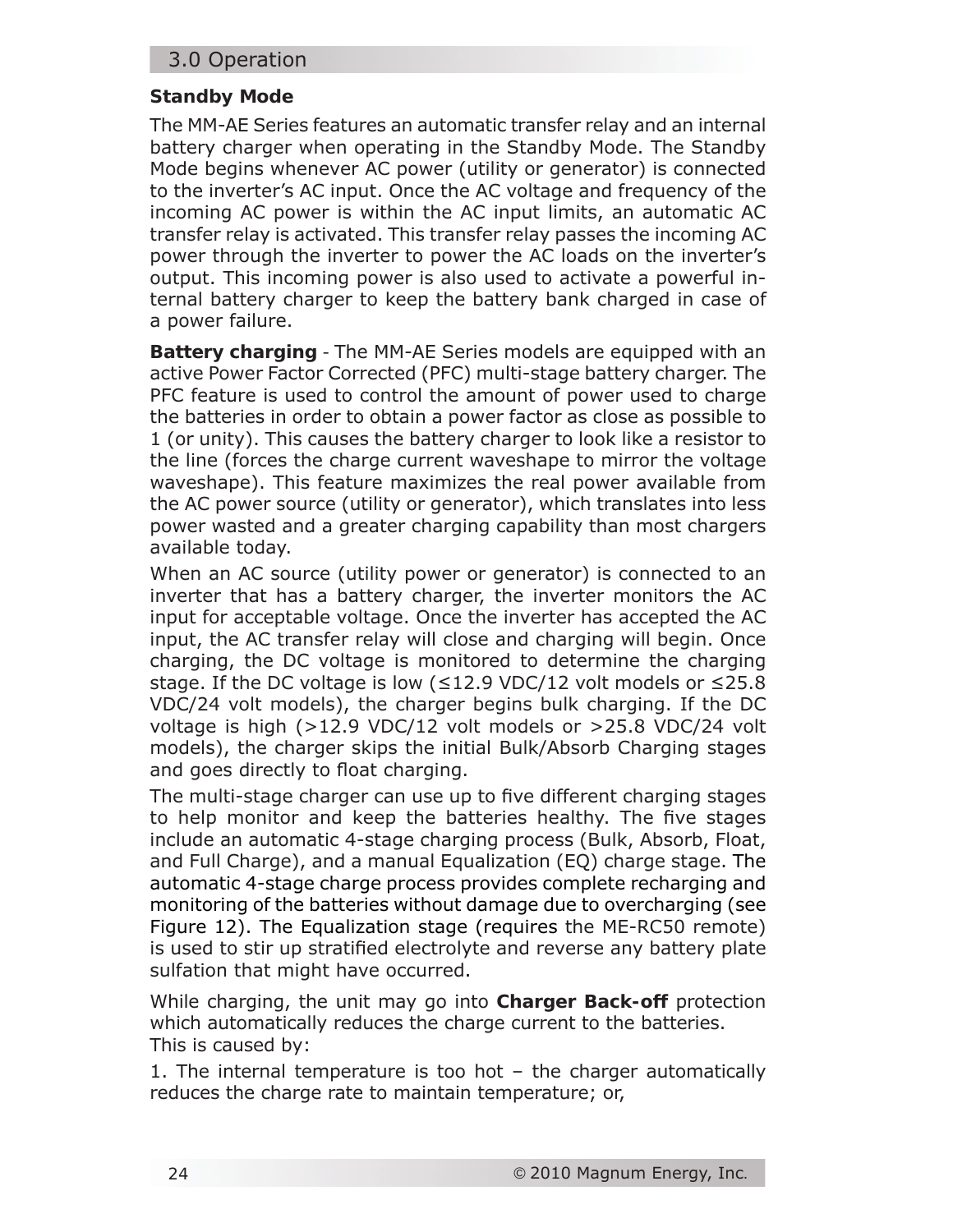## 3.0 Operation

### Standby Mode

The MM-AE Series features an automatic transfer relay and an internal battery charger when operating in the Standby Mode. The Standby Mode begins whenever AC power (utility or generator) is connected to the inverter's AC input. Once the AC voltage and frequency of the incoming AC power is within the AC input limits, an automatic AC transfer relay is activated. This transfer relay passes the incoming AC power through the inverter to power the AC loads on the inverter's output. This incoming power is also used to activate a powerful internal battery charger to keep the battery bank charged in case of a power failure.

**Battery charging** - The MM-AE Series models are equipped with an active Power Factor Corrected (PFC) multi-stage battery charger. The PFC feature is used to control the amount of power used to charge the batteries in order to obtain a power factor as close as possible to 1 (or unity). This causes the battery charger to look like a resistor to the line (forces the charge current waveshape to mirror the voltage waveshape). This feature maximizes the real power available from the AC power source (utility or generator), which translates into less power wasted and a greater charging capability than most chargers available today.

When an AC source (utility power or generator) is connected to an inverter that has a battery charger, the inverter monitors the AC input for acceptable voltage. Once the inverter has accepted the AC input, the AC transfer relay will close and charging will begin. Once charging, the DC voltage is monitored to determine the charging stage. If the DC voltage is low (≤12.9 VDC/12 volt models or ≤25.8 VDC/24 volt models), the charger begins bulk charging. If the DC voltage is high (>12.9 VDC/12 volt models or >25.8 VDC/24 volt models), the charger skips the initial Bulk/Absorb Charging stages and goes directly to float charging.

The multi-stage charger can use up to five different charging stages to help monitor and keep the batteries healthy. The five stages include an automatic 4-stage charging process (Bulk, Absorb, Float, and Full Charge), and a manual Equalization (EQ) charge stage. The automatic 4-stage charge process provides complete recharging and monitoring of the batteries without damage due to overcharging (see Figure 12). The Equalization stage (requires the ME-RC50 remote) is used to stir up stratified electrolyte and reverse any battery plate sulfation that might have occurred.

While charging, the unit may go into **Charger Back-off** protection which automatically reduces the charge current to the batteries. This is caused by:

1. The internal temperature is too hot – the charger automatically reduces the charge rate to maintain temperature; or,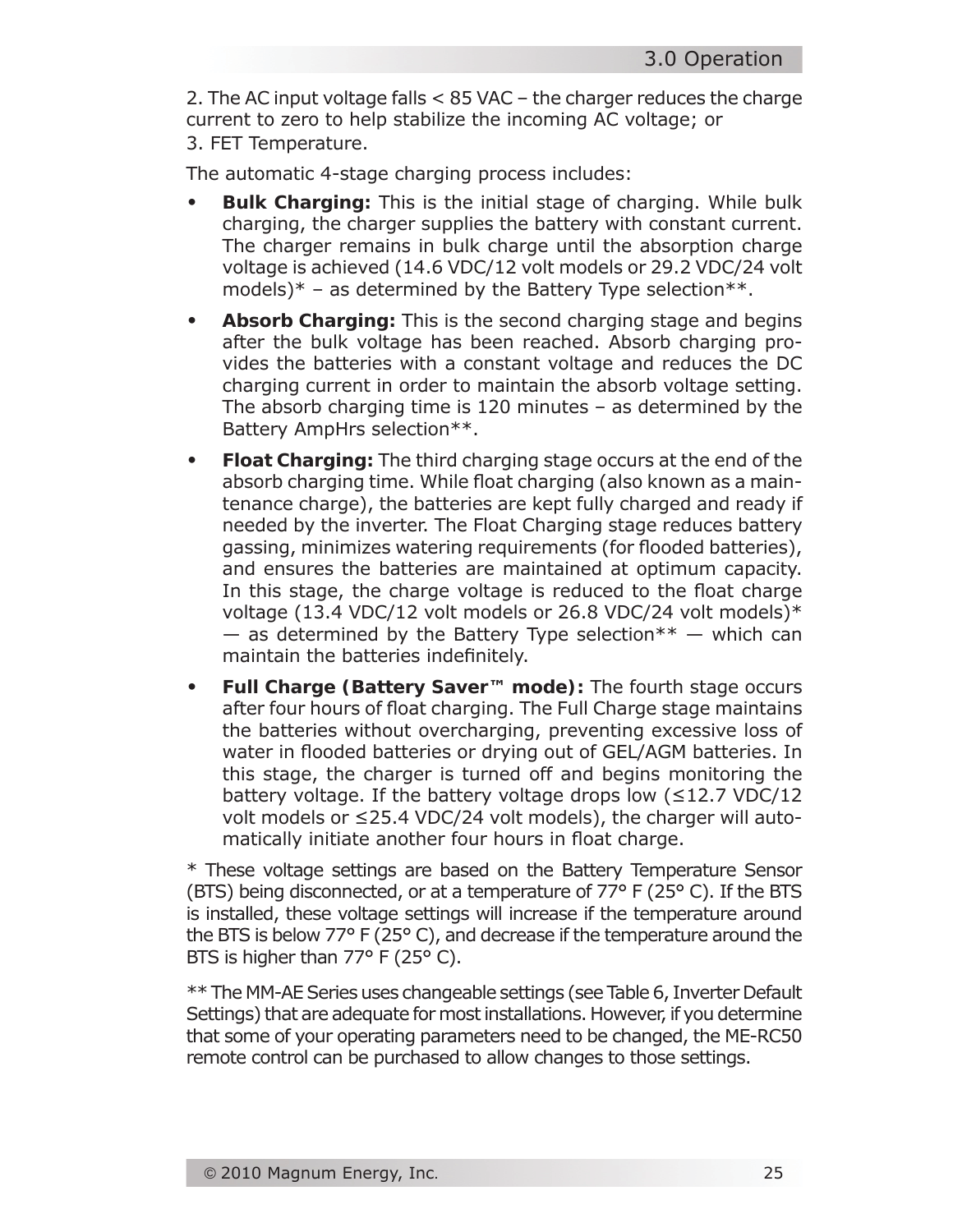2. The AC input voltage falls < 85 VAC – the charger reduces the charge current to zero to help stabilize the incoming AC voltage; or

3. FET Temperature.

The automatic 4-stage charging process includes:

- **Bulk Charging:** This is the initial stage of charging. While bulk charging, the charger supplies the battery with constant current. The charger remains in bulk charge until the absorption charge voltage is achieved (14.6 VDC/12 volt models or 29.2 VDC/24 volt models)* – as determined by the Battery Type selection**.
- **Absorb Charging:** This is the second charging stage and begins after the bulk voltage has been reached. Absorb charging provides the batteries with a constant voltage and reduces the DC charging current in order to maintain the absorb voltage setting. The absorb charging time is 120 minutes – as determined by the Battery AmpHrs selection**.
- **Float Charging:** The third charging stage occurs at the end of the absorb charging time. While float charging (also known as a maintenance charge), the batteries are kept fully charged and ready if needed by the inverter. The Float Charging stage reduces battery gassing, minimizes watering requirements (for flooded batteries), and ensures the batteries are maintained at optimum capacity. In this stage, the charge voltage is reduced to the float charge voltage (13.4 VDC/12 volt models or 26.8 VDC/24 volt models)* — as determined by the Battery Type selection** — which can maintain the batteries indefinitely.
- **Full Charge (Battery Saver™ mode):** The fourth stage occurs after four hours of float charging. The Full Charge stage maintains the batteries without overcharging, preventing excessive loss of water in flooded batteries or drying out of GEL/AGM batteries. In this stage, the charger is turned off and begins monitoring the battery voltage. If the battery voltage drops low (≤12.7 VDC/12 volt models or ≤25.4 VDC/24 volt models), the charger will automatically initiate another four hours in float charge.

* These voltage settings are based on the Battery Temperature Sensor (BTS) being disconnected, or at a temperature of 77° F (25° C). If the BTS is installed, these voltage settings will increase if the temperature around the BTS is below 77° F (25° C), and decrease if the temperature around the BTS is higher than 77° F (25° C).

** The MM-AE Series uses changeable settings (see Table 6, Inverter Default Settings) that are adequate for most installations. However, if you determine that some of your operating parameters need to be changed, the ME-RC50 remote control can be purchased to allow changes to those settings.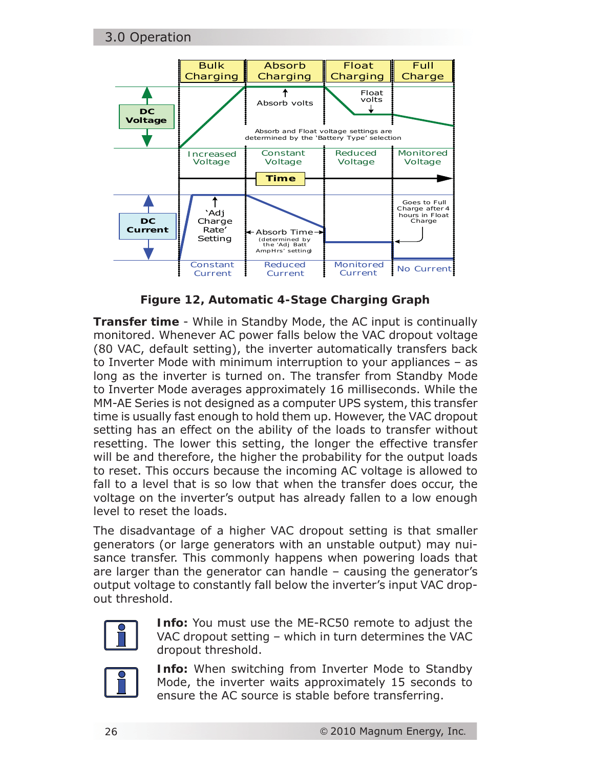Figure 12, Automatic 4-Stage Charging Graph

**Transfer time** - While in Standby Mode, the AC input is continually monitored. Whenever AC power falls below the VAC dropout voltage (80 VAC, default setting), the inverter automatically transfers back to Inverter Mode with minimum interruption to your appliances – as long as the inverter is turned on. The transfer from Standby Mode to Inverter Mode averages approximately 16 milliseconds. While the MM-AE Series is not designed as a computer UPS system, this transfer time is usually fast enough to hold them up. However, the VAC dropout setting has an effect on the ability of the loads to transfer without resetting. The lower this setting, the longer the effective transfer will be and therefore, the higher the probability for the output loads to reset. This occurs because the incoming AC voltage is allowed to fall to a level that is so low that when the transfer does occur, the voltage on the inverter's output has already fallen to a low enough level to reset the loads.

The disadvantage of a higher VAC dropout setting is that smaller generators (or large generators with an unstable output) may nuisance transfer. This commonly happens when powering loads that are larger than the generator can handle – causing the generator's output voltage to constantly fall below the inverter's input VAC dropout threshold.

**Info:** You must use the ME-RC50 remote to adjust the VAC dropout setting – which in turn determines the VAC dropout threshold.

**Info:** When switching from Inverter Mode to Standby Mode, the inverter waits approximately 15 seconds to ensure the AC source is stable before transferring.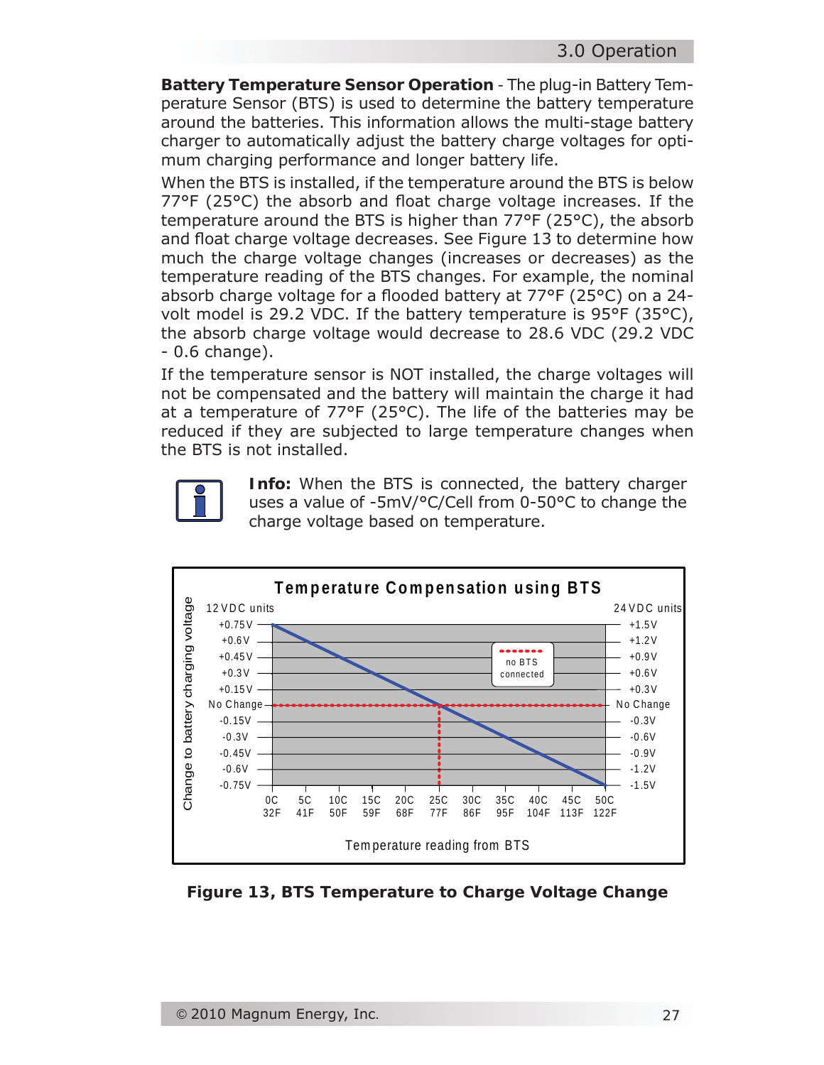**Battery Temperature Sensor Operation** - The plug-in Battery Temperature Sensor (BTS) is used to determine the battery temperature around the batteries. This information allows the multi-stage battery charger to automatically adjust the battery charge voltages for optimum charging performance and longer battery life.

When the BTS is installed, if the temperature around the BTS is below 77°F (25°C) the absorb and float charge voltage increases. If the temperature around the BTS is higher than 77°F (25°C), the absorb and float charge voltage decreases. See Figure 13 to determine how much the charge voltage changes (increases or decreases) as the temperature reading of the BTS changes. For example, the nominal absorb charge voltage for a flooded battery at 77°F (25°C) on a 24-volt model is 29.2 VDC. If the battery temperature is 95°F (35°C), the absorb charge voltage would decrease to 28.6 VDC (29.2 VDC - 0.6 change).

If the temperature sensor is NOT installed, the charge voltages will not be compensated and the battery will maintain the charge it had at a temperature of 77°F (25°C). The life of the batteries may be reduced if they are subjected to large temperature changes when the BTS is not installed.

**Info:** When the BTS is connected, the battery charger uses a value of -5mV/°C/Cell from 0-50°C to change the charge voltage based on temperature.

**Temperature Compensation using BTS**

| Temperature reading from BTS | Change (12 VDC units) | Change (24 VDC units) |
|---|---|---|
| 0C / 32F | +0.75V | +1.5V |
| 5C / 41F | +0.6V | +1.2V |
| 10C / 50F | +0.45V | +0.9V |
| 15C / 59F | +0.3V | +0.6V |
| 20C / 68F | +0.15V | +0.3V |
| 25C / 77F | No Change | No Change |
| 30C / 86F | -0.15V | -0.3V |
| 35C / 95F | -0.3V | -0.6V |
| 40C / 104F | -0.45V | -0.9V |
| 45C / 113F | -0.6V | -1.2V |
| 50C / 122F | -0.75V | -1.5V |

no BTS connected: No Change

**Figure 13, BTS Temperature to Charge Voltage Change**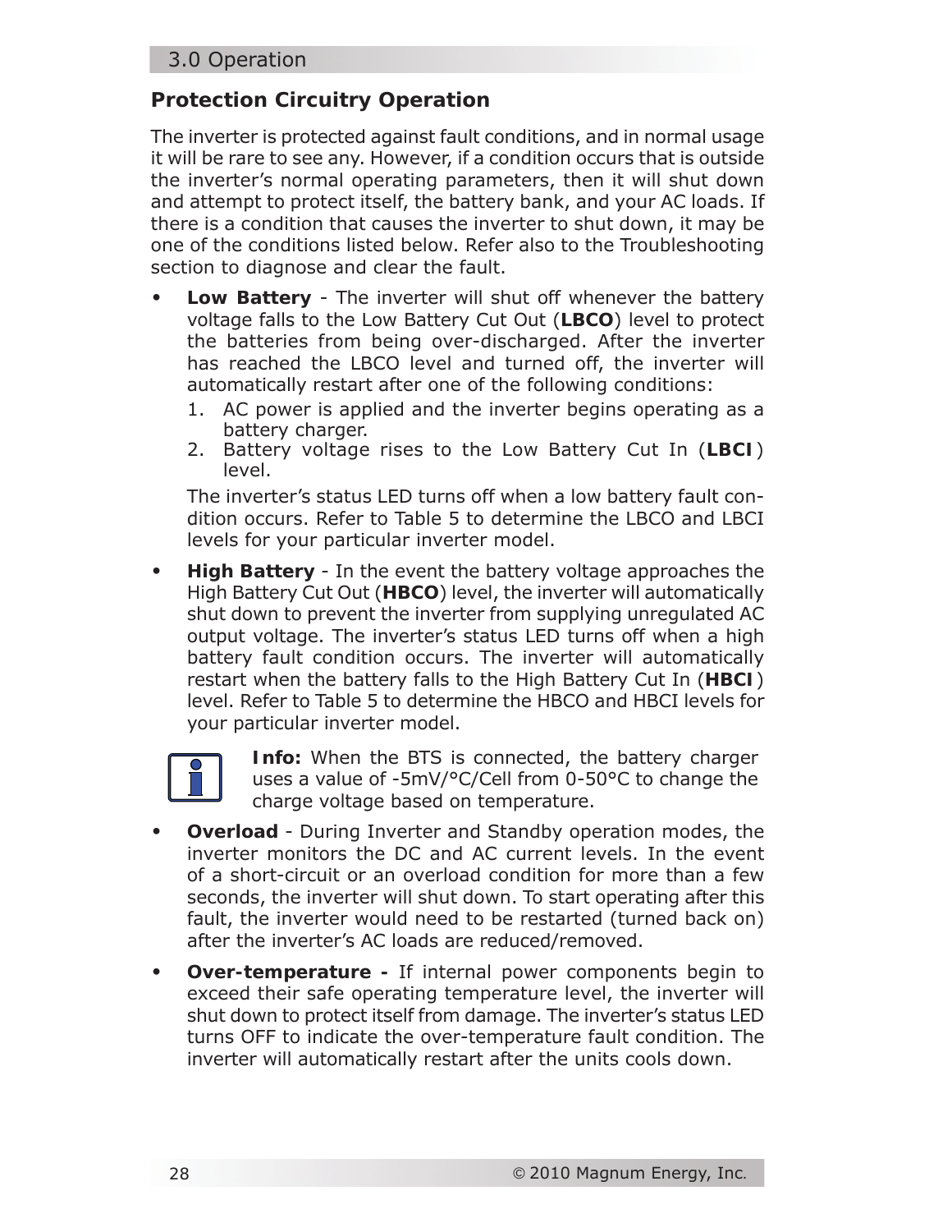## Protection Circuitry Operation

The inverter is protected against fault conditions, and in normal usage it will be rare to see any. However, if a condition occurs that is outside the inverter's normal operating parameters, then it will shut down and attempt to protect itself, the battery bank, and your AC loads. If there is a condition that causes the inverter to shut down, it may be one of the conditions listed below. Refer also to the Troubleshooting section to diagnose and clear the fault.

- **Low Battery** - The inverter will shut off whenever the battery voltage falls to the Low Battery Cut Out (**LBCO**) level to protect the batteries from being over-discharged. After the inverter has reached the LBCO level and turned off, the inverter will automatically restart after one of the following conditions:
  1. AC power is applied and the inverter begins operating as a battery charger.
  2. Battery voltage rises to the Low Battery Cut In (**LBCI**) level.

  The inverter's status LED turns off when a low battery fault condition occurs. Refer to Table 5 to determine the LBCO and LBCI levels for your particular inverter model.

- **High Battery** - In the event the battery voltage approaches the High Battery Cut Out (**HBCO**) level, the inverter will automatically shut down to prevent the inverter from supplying unregulated AC output voltage. The inverter's status LED turns off when a high battery fault condition occurs. The inverter will automatically restart when the battery falls to the High Battery Cut In (**HBCI**) level. Refer to Table 5 to determine the HBCO and HBCI levels for your particular inverter model.

  **Info:** When the BTS is connected, the battery charger uses a value of -5mV/°C/Cell from 0-50°C to change the charge voltage based on temperature.

- **Overload** - During Inverter and Standby operation modes, the inverter monitors the DC and AC current levels. In the event of a short-circuit or an overload condition for more than a few seconds, the inverter will shut down. To start operating after this fault, the inverter would need to be restarted (turned back on) after the inverter's AC loads are reduced/removed.

- **Over-temperature -** If internal power components begin to exceed their safe operating temperature level, the inverter will shut down to protect itself from damage. The inverter's status LED turns OFF to indicate the over-temperature fault condition. The inverter will automatically restart after the units cools down.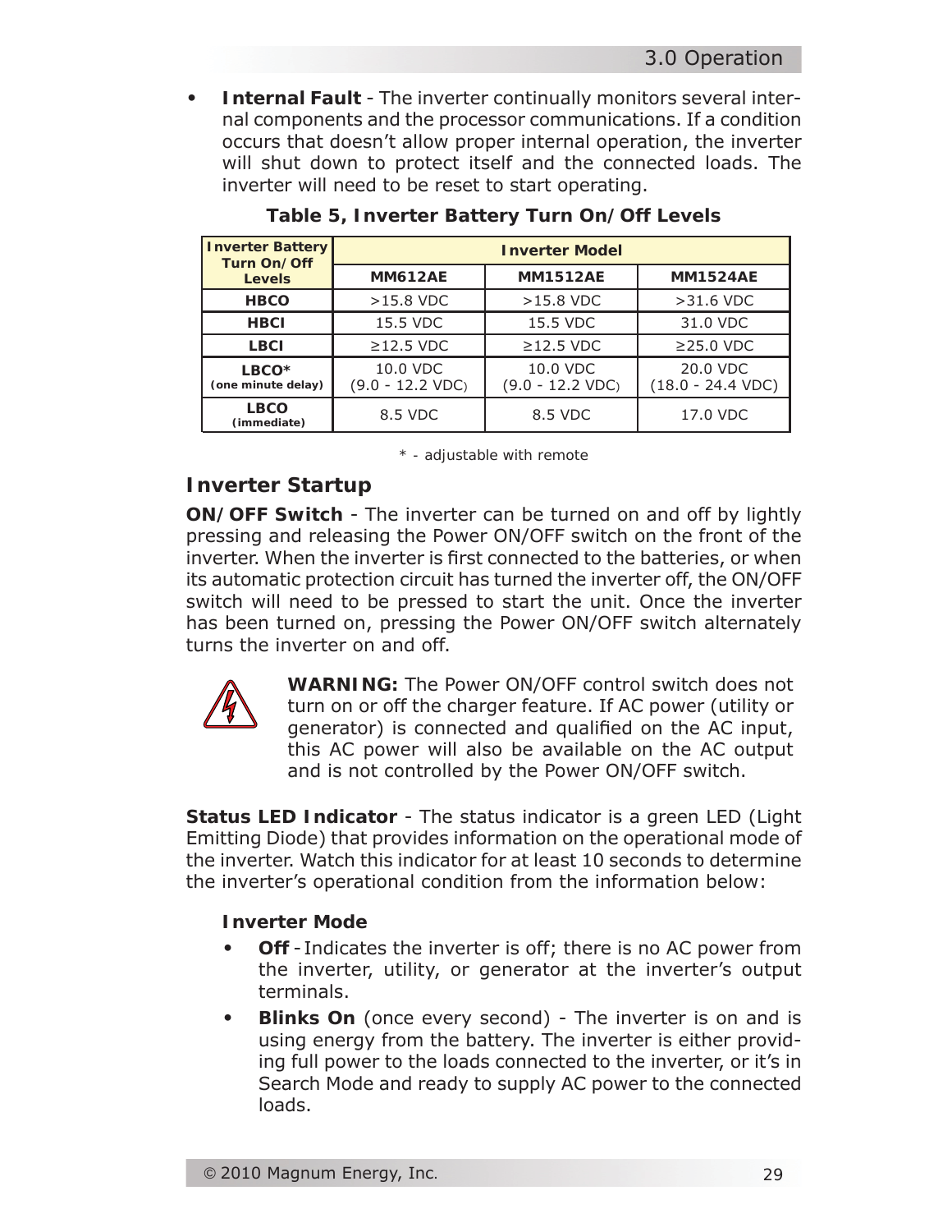- **Internal Fault** - The inverter continually monitors several internal components and the processor communications. If a condition occurs that doesn't allow proper internal operation, the inverter will shut down to protect itself and the connected loads. The inverter will need to be reset to start operating.

**Table 5, Inverter Battery Turn On/Off Levels**

| Inverter Battery Turn On/Off Levels | Inverter Model | | |
|---|---|---|---|
| | MM612AE | MM1512AE | MM1524AE |
| HBCO | >15.8 VDC | >15.8 VDC | >31.6 VDC |
| HBCI | 15.5 VDC | 15.5 VDC | 31.0 VDC |
| LBCI | ≥12.5 VDC | ≥12.5 VDC | ≥25.0 VDC |
| LBCO* (one minute delay) | 10.0 VDC (9.0 - 12.2 VDC) | 10.0 VDC (9.0 - 12.2 VDC) | 20.0 VDC (18.0 - 24.4 VDC) |
| LBCO (immediate) | 8.5 VDC | 8.5 VDC | 17.0 VDC |

\* - adjustable with remote

## Inverter Startup

**ON/OFF Switch** - The inverter can be turned on and off by lightly pressing and releasing the Power ON/OFF switch on the front of the inverter. When the inverter is first connected to the batteries, or when its automatic protection circuit has turned the inverter off, the ON/OFF switch will need to be pressed to start the unit. Once the inverter has been turned on, pressing the Power ON/OFF switch alternately turns the inverter on and off.

**WARNING:** The Power ON/OFF control switch does not turn on or off the charger feature. If AC power (utility or generator) is connected and qualified on the AC input, this AC power will also be available on the AC output and is not controlled by the Power ON/OFF switch.

**Status LED Indicator** - The status indicator is a green LED (Light Emitting Diode) that provides information on the operational mode of the inverter. Watch this indicator for at least 10 seconds to determine the inverter's operational condition from the information below:

**Inverter Mode**

- **Off** - Indicates the inverter is off; there is no AC power from the inverter, utility, or generator at the inverter's output terminals.
- **Blinks On** (once every second) - The inverter is on and is using energy from the battery. The inverter is either providing full power to the loads connected to the inverter, or it's in Search Mode and ready to supply AC power to the connected loads.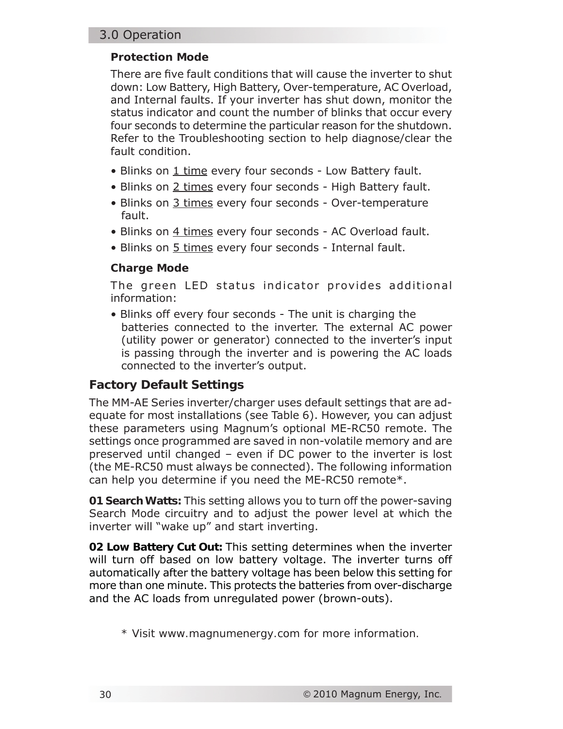### Protection Mode

There are five fault conditions that will cause the inverter to shut down: Low Battery, High Battery, Over-temperature, AC Overload, and Internal faults. If your inverter has shut down, monitor the status indicator and count the number of blinks that occur every four seconds to determine the particular reason for the shutdown. Refer to the Troubleshooting section to help diagnose/clear the fault condition.

- Blinks on 1 time every four seconds - Low Battery fault.
- Blinks on 2 times every four seconds - High Battery fault.
- Blinks on 3 times every four seconds - Over-temperature fault.
- Blinks on 4 times every four seconds - AC Overload fault.
- Blinks on 5 times every four seconds - Internal fault.

### Charge Mode

The green LED status indicator provides additional information:

- Blinks off every four seconds - The unit is charging the batteries connected to the inverter. The external AC power (utility power or generator) connected to the inverter's input is passing through the inverter and is powering the AC loads connected to the inverter's output.

## Factory Default Settings

The MM-AE Series inverter/charger uses default settings that are adequate for most installations (see Table 6). However, you can adjust these parameters using Magnum's optional ME-RC50 remote. The settings once programmed are saved in non-volatile memory and are preserved until changed – even if DC power to the inverter is lost (the ME-RC50 must always be connected). The following information can help you determine if you need the ME-RC50 remote*.

**01 Search Watts:** This setting allows you to turn off the power-saving Search Mode circuitry and to adjust the power level at which the inverter will "wake up" and start inverting.

**02 Low Battery Cut Out:** This setting determines when the inverter will turn off based on low battery voltage. The inverter turns off automatically after the battery voltage has been below this setting for more than one minute. This protects the batteries from over-discharge and the AC loads from unregulated power (brown-outs).

\* Visit www.magnumenergy.com for more information.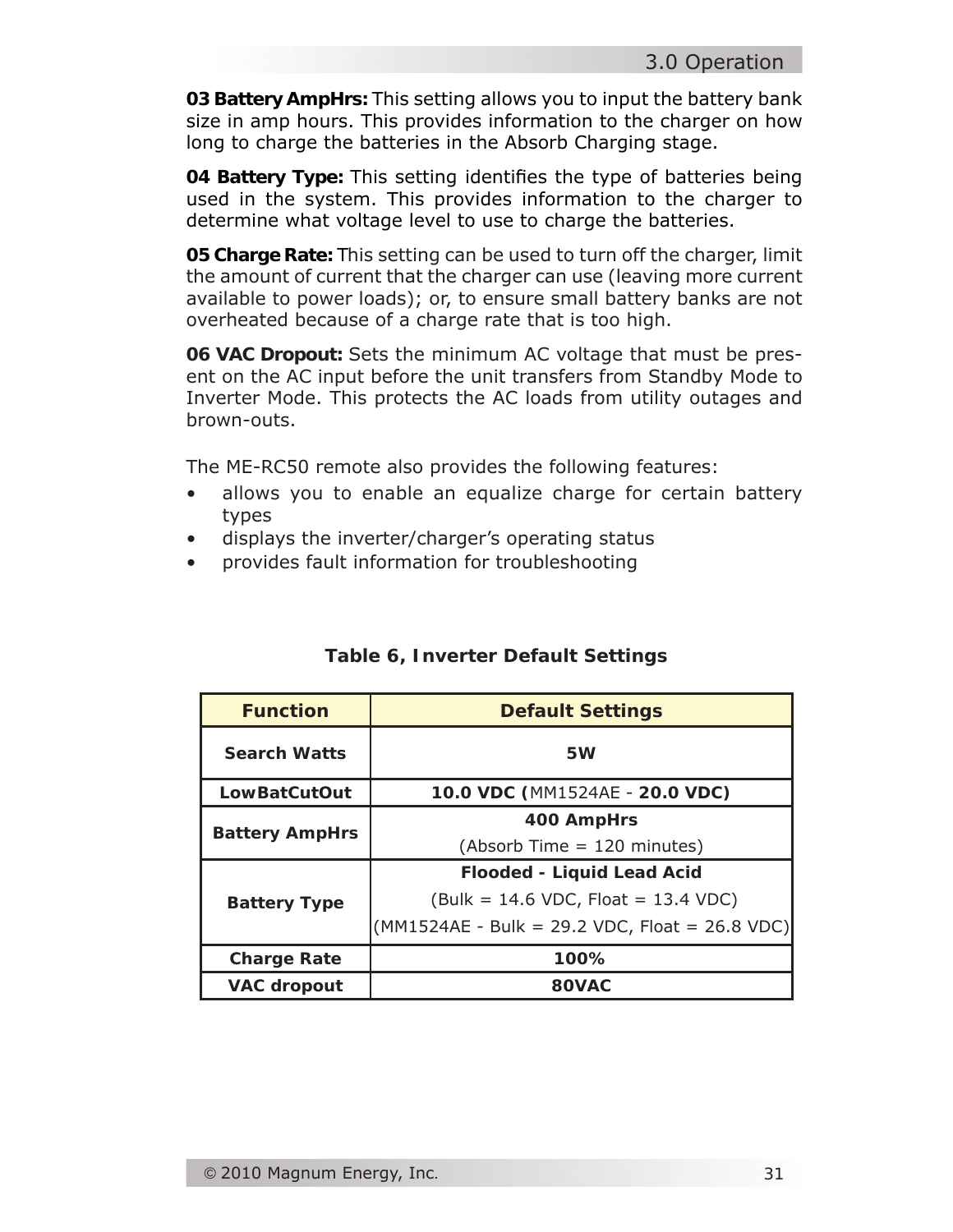**03 Battery AmpHrs:** This setting allows you to input the battery bank size in amp hours. This provides information to the charger on how long to charge the batteries in the Absorb Charging stage.

**04 Battery Type:** This setting identifies the type of batteries being used in the system. This provides information to the charger to determine what voltage level to use to charge the batteries.

**05 Charge Rate:** This setting can be used to turn off the charger, limit the amount of current that the charger can use (leaving more current available to power loads); or, to ensure small battery banks are not overheated because of a charge rate that is too high.

**06 VAC Dropout:** Sets the minimum AC voltage that must be present on the AC input before the unit transfers from Standby Mode to Inverter Mode. This protects the AC loads from utility outages and brown-outs.

The ME-RC50 remote also provides the following features:

- allows you to enable an equalize charge for certain battery types
- displays the inverter/charger's operating status
- provides fault information for troubleshooting

**Table 6, Inverter Default Settings**

| Function | Default Settings |
|---|---|
| **Search Watts** | **5W** |
| **LowBatCutOut** | **10.0 VDC (**MM1524AE - **20.0 VDC)** |
| **Battery AmpHrs** | **400 AmpHrs**<br>(Absorb Time = 120 minutes) |
| **Battery Type** | **Flooded - Liquid Lead Acid**<br>(Bulk = 14.6 VDC, Float = 13.4 VDC)<br>(MM1524AE - Bulk = 29.2 VDC, Float = 26.8 VDC) |
| **Charge Rate** | **100%** |
| **VAC dropout** | **80VAC** |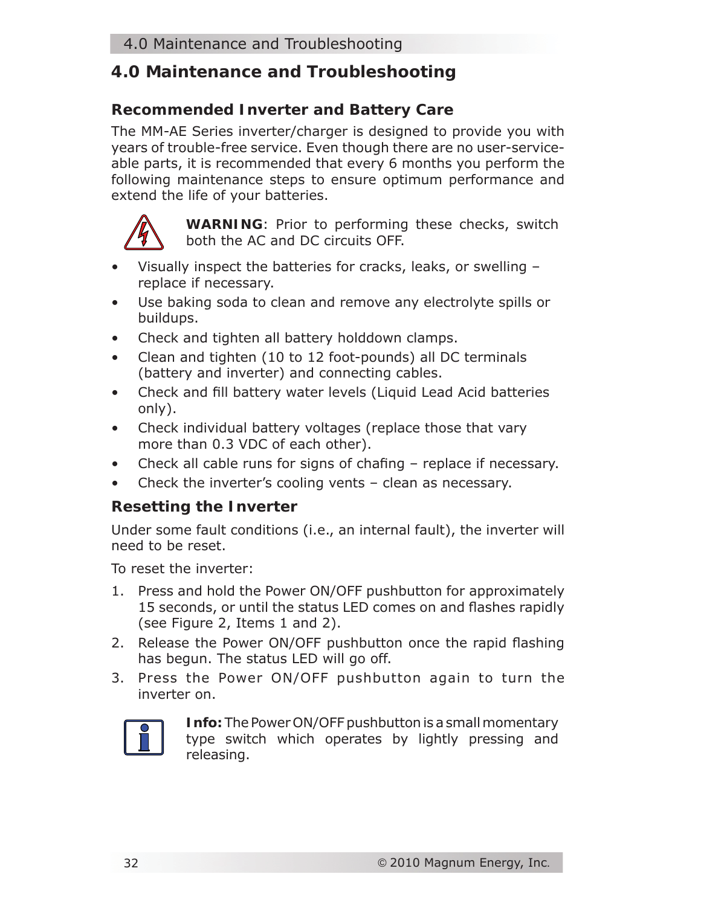# 4.0 Maintenance and Troubleshooting

## Recommended Inverter and Battery Care

The MM-AE Series inverter/charger is designed to provide you with years of trouble-free service. Even though there are no user-serviceable parts, it is recommended that every 6 months you perform the following maintenance steps to ensure optimum performance and extend the life of your batteries.

**WARNING**: Prior to performing these checks, switch both the AC and DC circuits OFF.

- Visually inspect the batteries for cracks, leaks, or swelling – replace if necessary.
- Use baking soda to clean and remove any electrolyte spills or buildups.
- Check and tighten all battery holddown clamps.
- Clean and tighten (10 to 12 foot-pounds) all DC terminals (battery and inverter) and connecting cables.
- Check and fill battery water levels (Liquid Lead Acid batteries only).
- Check individual battery voltages (replace those that vary more than 0.3 VDC of each other).
- Check all cable runs for signs of chafing – replace if necessary.
- Check the inverter's cooling vents – clean as necessary.

## Resetting the Inverter

Under some fault conditions (i.e., an internal fault), the inverter will need to be reset.

To reset the inverter:

1. Press and hold the Power ON/OFF pushbutton for approximately 15 seconds, or until the status LED comes on and flashes rapidly (see Figure 2, Items 1 and 2).
2. Release the Power ON/OFF pushbutton once the rapid flashing has begun. The status LED will go off.
3. Press the Power ON/OFF pushbutton again to turn the inverter on.

**Info:** The Power ON/OFF pushbutton is a small momentary type switch which operates by lightly pressing and releasing.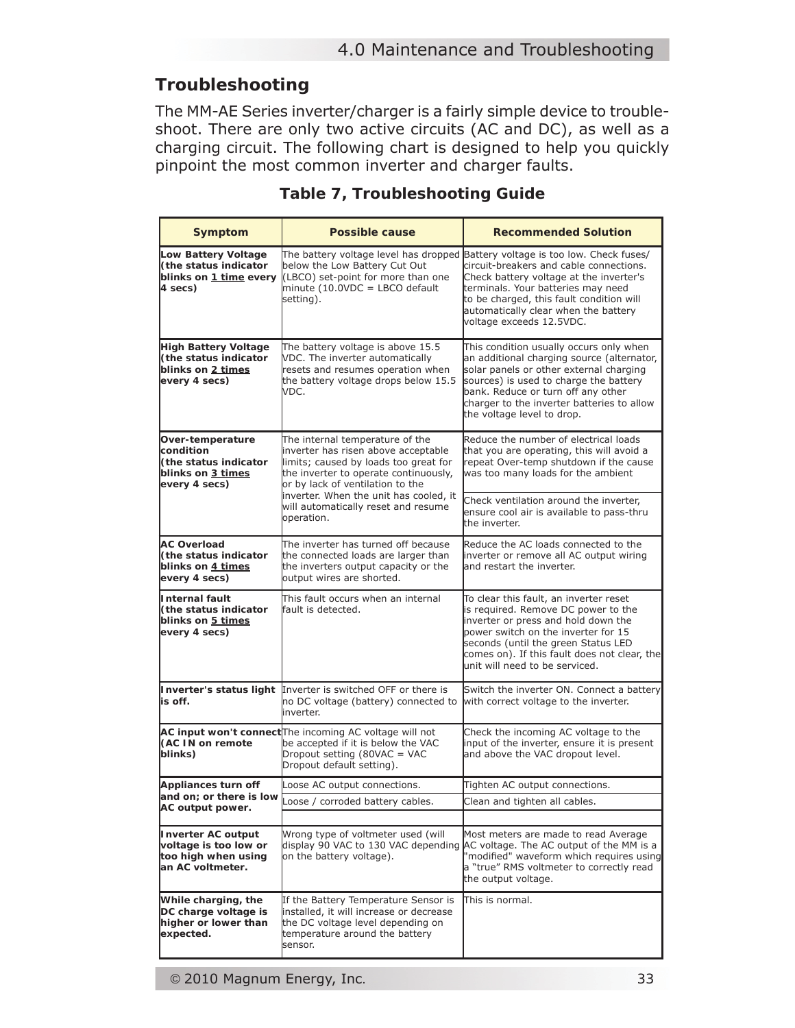## Troubleshooting

The MM-AE Series inverter/charger is a fairly simple device to troubleshoot. There are only two active circuits (AC and DC), as well as a charging circuit. The following chart is designed to help you quickly pinpoint the most common inverter and charger faults.

**Table 7, Troubleshooting Guide**

| Symptom | Possible cause | Recommended Solution |
|---|---|---|
| **Low Battery Voltage (the status indicator blinks on 1 time every 4 secs)** | The battery voltage level has dropped below the Low Battery Cut Out (LBCO) set-point for more than one minute (10.0VDC = LBCO default setting). | Battery voltage is too low. Check fuses/circuit-breakers and cable connections. Check battery voltage at the inverter's terminals. Your batteries may need to be charged, this fault condition will automatically clear when the battery voltage exceeds 12.5VDC. |
| **High Battery Voltage (the status indicator blinks on 2 times every 4 secs)** | The battery voltage is above 15.5 VDC. The inverter automatically resets and resumes operation when the battery voltage drops below 15.5 VDC. | This condition usually occurs only when an additional charging source (alternator, solar panels or other external charging sources) is used to charge the battery bank. Reduce or turn off any other charger to the inverter batteries to allow the voltage level to drop. |
| **Over-temperature condition (the status indicator blinks on 3 times every 4 secs)** | The internal temperature of the inverter has risen above acceptable limits; caused by loads too great for the inverter to operate continuously, or by lack of ventilation to the inverter. When the unit has cooled, it will automatically reset and resume operation. | Reduce the number of electrical loads that you are operating, this will avoid a repeat Over-temp shutdown if the cause was too many loads for the ambient |
| | | Check ventilation around the inverter, ensure cool air is available to pass-thru the inverter. |
| **AC Overload (the status indicator blinks on 4 times every 4 secs)** | The inverter has turned off because the connected loads are larger than the inverters output capacity or the output wires are shorted. | Reduce the AC loads connected to the inverter or remove all AC output wiring and restart the inverter. |
| **Internal fault (the status indicator blinks on 5 times every 4 secs)** | This fault occurs when an internal fault is detected. | To clear this fault, an inverter reset is required. Remove DC power to the inverter or press and hold down the power switch on the inverter for 15 seconds (until the green Status LED comes on). If this fault does not clear, the unit will need to be serviced. |
| **Inverter's status light is off.** | Inverter is switched OFF or there is no DC voltage (battery) connected to inverter. | Switch the inverter ON. Connect a battery with correct voltage to the inverter. |
| **AC input won't connect (AC IN on remote blinks)** | The incoming AC voltage will not be accepted if it is below the VAC Dropout setting (80VAC = VAC Dropout default setting). | Check the incoming AC voltage to the input of the inverter, ensure it is present and above the VAC dropout level. |
| **Appliances turn off and on; or there is low AC output power.** | Loose AC output connections. | Tighten AC output connections. |
| | Loose / corroded battery cables. | Clean and tighten all cables. |
| | | |
| **Inverter AC output voltage is too low or too high when using an AC voltmeter.** | Wrong type of voltmeter used (will display 90 VAC to 130 VAC depending on the battery voltage). | Most meters are made to read Average AC voltage. The AC output of the MM is a "modified" waveform which requires using a "true" RMS voltmeter to correctly read the output voltage. |
| **While charging, the DC charge voltage is higher or lower than expected.** | If the Battery Temperature Sensor is installed, it will increase or decrease the DC voltage level depending on temperature around the battery sensor. | This is normal. |

© 2010 Magnum Energy, Inc.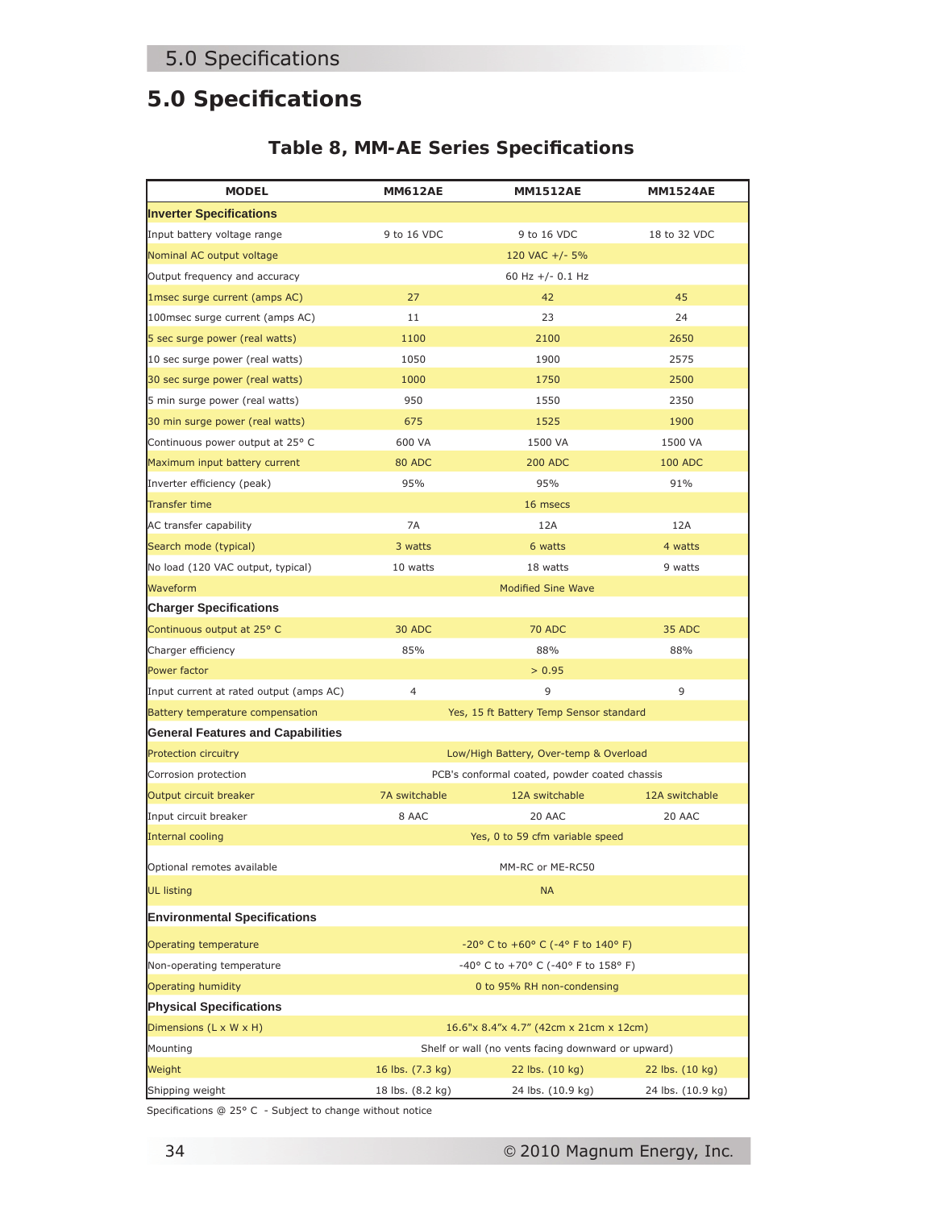# 5.0 Specifications

### Table 8, MM-AE Series Specifications

| MODEL | MM612AE | MM1512AE | MM1524AE |
|---|---|---|---|
| **Inverter Specifications** | | | |
| Input battery voltage range | 9 to 16 VDC | 9 to 16 VDC | 18 to 32 VDC |
| Nominal AC output voltage | | 120 VAC +/- 5% | |
| Output frequency and accuracy | | 60 Hz +/- 0.1 Hz | |
| 1msec surge current (amps AC) | 27 | 42 | 45 |
| 100msec surge current (amps AC) | 11 | 23 | 24 |
| 5 sec surge power (real watts) | 1100 | 2100 | 2650 |
| 10 sec surge power (real watts) | 1050 | 1900 | 2575 |
| 30 sec surge power (real watts) | 1000 | 1750 | 2500 |
| 5 min surge power (real watts) | 950 | 1550 | 2350 |
| 30 min surge power (real watts) | 675 | 1525 | 1900 |
| Continuous power output at 25° C | 600 VA | 1500 VA | 1500 VA |
| Maximum input battery current | 80 ADC | 200 ADC | 100 ADC |
| Inverter efficiency (peak) | 95% | 95% | 91% |
| Transfer time | | 16 msecs | |
| AC transfer capability | 7A | 12A | 12A |
| Search mode (typical) | 3 watts | 6 watts | 4 watts |
| No load (120 VAC output, typical) | 10 watts | 18 watts | 9 watts |
| Waveform | | Modified Sine Wave | |
| **Charger Specifications** | | | |
| Continuous output at 25° C | 30 ADC | 70 ADC | 35 ADC |
| Charger efficiency | 85% | 88% | 88% |
| Power factor | | > 0.95 | |
| Input current at rated output (amps AC) | 4 | 9 | 9 |
| Battery temperature compensation | | Yes, 15 ft Battery Temp Sensor standard | |
| **General Features and Capabilities** | | | |
| Protection circuitry | | Low/High Battery, Over-temp & Overload | |
| Corrosion protection | | PCB's conformal coated, powder coated chassis | |
| Output circuit breaker | 7A switchable | 12A switchable | 12A switchable |
| Input circuit breaker | 8 AAC | 20 AAC | 20 AAC |
| Internal cooling | | Yes, 0 to 59 cfm variable speed | |
| Optional remotes available | | MM-RC or ME-RC50 | |
| UL listing | | NA | |
| **Environmental Specifications** | | | |
| Operating temperature | | -20° C to +60° C (-4° F to 140° F) | |
| Non-operating temperature | | -40° C to +70° C (-40° F to 158° F) | |
| Operating humidity | | 0 to 95% RH non-condensing | |
| **Physical Specifications** | | | |
| Dimensions (L x W x H) | | 16.6"x 8.4"x 4.7" (42cm x 21cm x 12cm) | |
| Mounting | | Shelf or wall (no vents facing downward or upward) | |
| Weight | 16 lbs. (7.3 kg) | 22 lbs. (10 kg) | 22 lbs. (10 kg) |
| Shipping weight | 18 lbs. (8.2 kg) | 24 lbs. (10.9 kg) | 24 lbs. (10.9 kg) |

Specifications @ 25° C - Subject to change without notice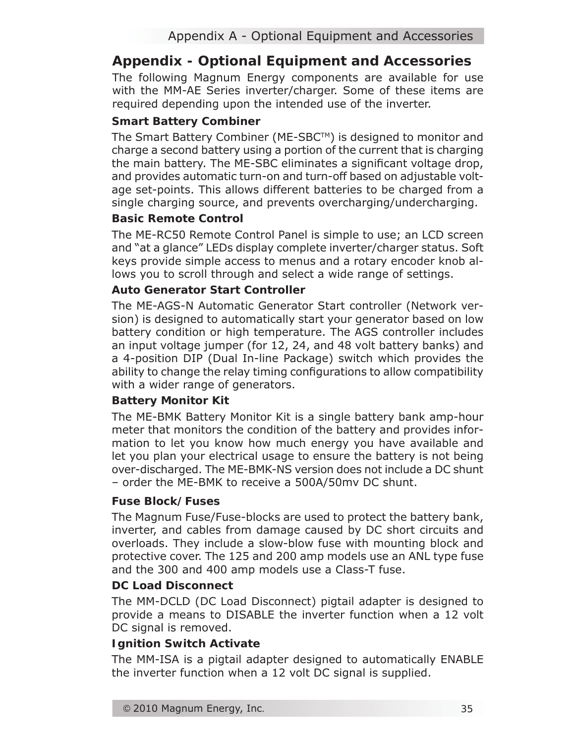# Appendix - Optional Equipment and Accessories

The following Magnum Energy components are available for use with the MM-AE Series inverter/charger. Some of these items are required depending upon the intended use of the inverter.

### Smart Battery Combiner

The Smart Battery Combiner (ME-SBC™) is designed to monitor and charge a second battery using a portion of the current that is charging the main battery. The ME-SBC eliminates a significant voltage drop, and provides automatic turn-on and turn-off based on adjustable voltage set-points. This allows different batteries to be charged from a single charging source, and prevents overcharging/undercharging.

### Basic Remote Control

The ME-RC50 Remote Control Panel is simple to use; an LCD screen and "at a glance" LEDs display complete inverter/charger status. Soft keys provide simple access to menus and a rotary encoder knob allows you to scroll through and select a wide range of settings.

### Auto Generator Start Controller

The ME-AGS-N Automatic Generator Start controller (Network version) is designed to automatically start your generator based on low battery condition or high temperature. The AGS controller includes an input voltage jumper (for 12, 24, and 48 volt battery banks) and a 4-position DIP (Dual In-line Package) switch which provides the ability to change the relay timing configurations to allow compatibility with a wider range of generators.

### Battery Monitor Kit

The ME-BMK Battery Monitor Kit is a single battery bank amp-hour meter that monitors the condition of the battery and provides information to let you know how much energy you have available and let you plan your electrical usage to ensure the battery is not being over-discharged. The ME-BMK-NS version does not include a DC shunt – order the ME-BMK to receive a 500A/50mv DC shunt.

### Fuse Block/Fuses

The Magnum Fuse/Fuse-blocks are used to protect the battery bank, inverter, and cables from damage caused by DC short circuits and overloads. They include a slow-blow fuse with mounting block and protective cover. The 125 and 200 amp models use an ANL type fuse and the 300 and 400 amp models use a Class-T fuse.

### DC Load Disconnect

The MM-DCLD (DC Load Disconnect) pigtail adapter is designed to provide a means to DISABLE the inverter function when a 12 volt DC signal is removed.

### Ignition Switch Activate

The MM-ISA is a pigtail adapter designed to automatically ENABLE the inverter function when a 12 volt DC signal is supplied.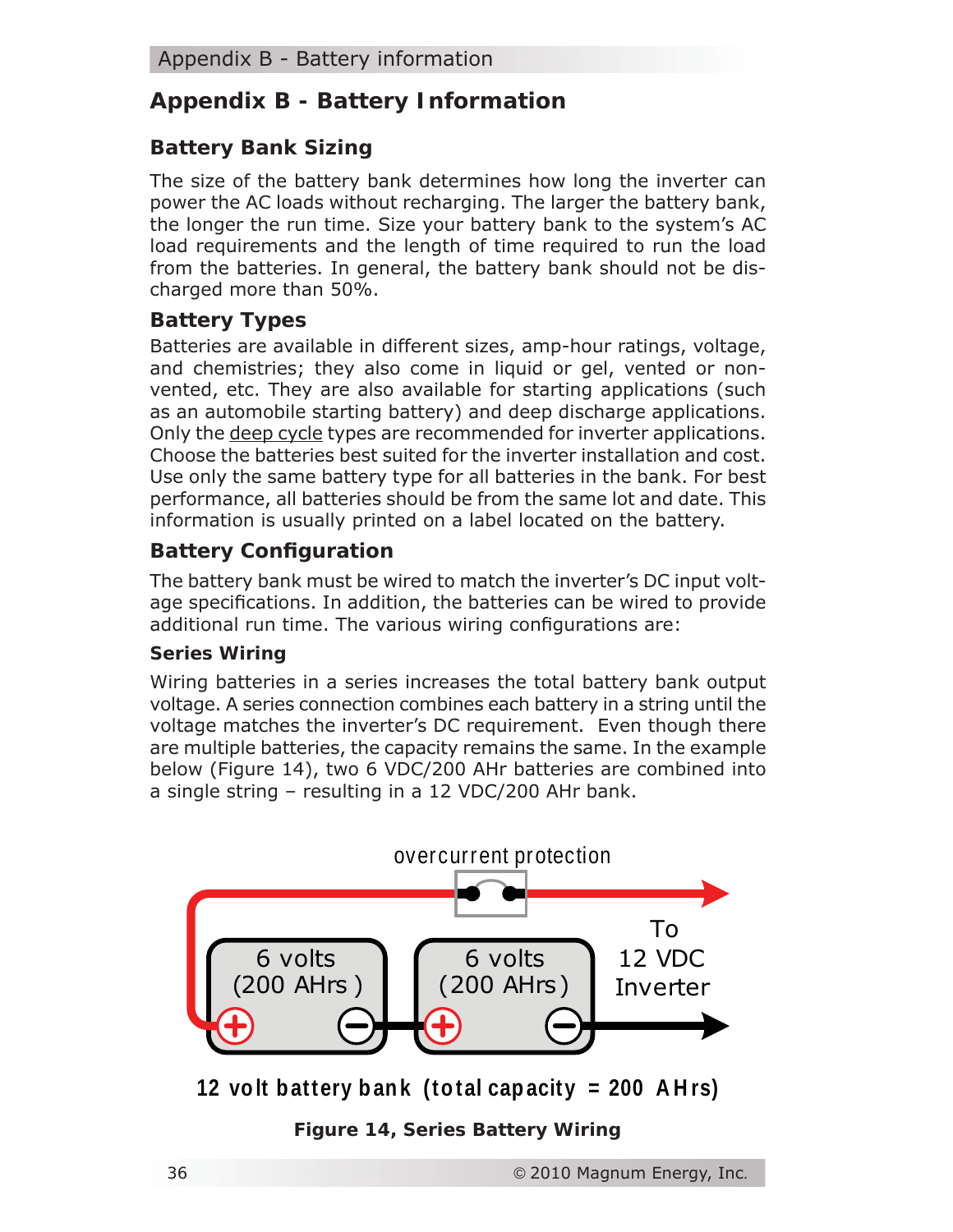# Appendix B - Battery Information

## Battery Bank Sizing

The size of the battery bank determines how long the inverter can power the AC loads without recharging. The larger the battery bank, the longer the run time. Size your battery bank to the system's AC load requirements and the length of time required to run the load from the batteries. In general, the battery bank should not be discharged more than 50%.

## Battery Types

Batteries are available in different sizes, amp-hour ratings, voltage, and chemistries; they also come in liquid or gel, vented or non-vented, etc. They are also available for starting applications (such as an automobile starting battery) and deep discharge applications. Only the deep cycle types are recommended for inverter applications. Choose the batteries best suited for the inverter installation and cost. Use only the same battery type for all batteries in the bank. For best performance, all batteries should be from the same lot and date. This information is usually printed on a label located on the battery.

## Battery Configuration

The battery bank must be wired to match the inverter's DC input voltage specifications. In addition, the batteries can be wired to provide additional run time. The various wiring configurations are:

### Series Wiring

Wiring batteries in a series increases the total battery bank output voltage. A series connection combines each battery in a string until the voltage matches the inverter's DC requirement. Even though there are multiple batteries, the capacity remains the same. In the example below (Figure 14), two 6 VDC/200 AHr batteries are combined into a single string – resulting in a 12 VDC/200 AHr bank.

overcurrent protection

6 volts (200 AHrs) | 6 volts (200 AHrs) | To 12 VDC Inverter

12 volt battery bank (total capacity = 200 AHrs)

**Figure 14, Series Battery Wiring**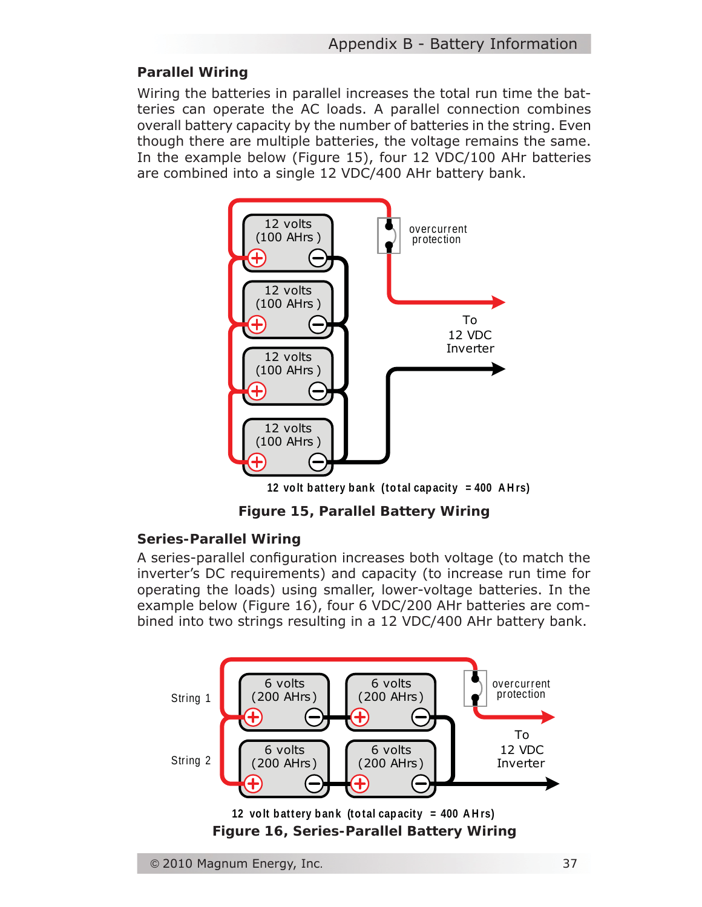## Parallel Wiring

Wiring the batteries in parallel increases the total run time the batteries can operate the AC loads. A parallel connection combines overall battery capacity by the number of batteries in the string. Even though there are multiple batteries, the voltage remains the same. In the example below (Figure 15), four 12 VDC/100 AHr batteries are combined into a single 12 VDC/400 AHr battery bank.

12 volt battery bank (total capacity = 400 AHrs)

**Figure 15, Parallel Battery Wiring**

## Series-Parallel Wiring

A series-parallel configuration increases both voltage (to match the inverter's DC requirements) and capacity (to increase run time for operating the loads) using smaller, lower-voltage batteries. In the example below (Figure 16), four 6 VDC/200 AHr batteries are combined into two strings resulting in a 12 VDC/400 AHr battery bank.

12 volt battery bank (total capacity = 400 AHrs)

**Figure 16, Series-Parallel Battery Wiring**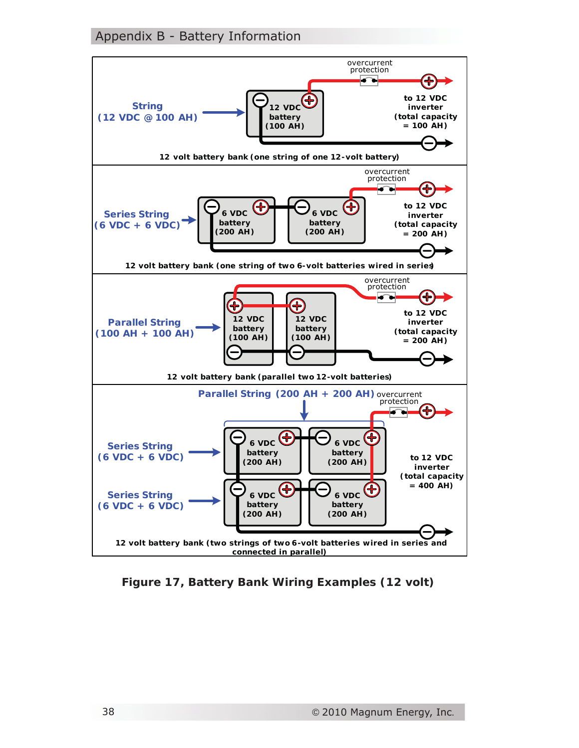String
(12 VDC @ 100 AH)

overcurrent protection

12 VDC battery (100 AH)

to 12 VDC inverter (total capacity = 100 AH)

12 volt battery bank (one string of one 12-volt battery)

Series String
(6 VDC + 6 VDC)

overcurrent protection

6 VDC battery (200 AH)

6 VDC battery (200 AH)

to 12 VDC inverter (total capacity = 200 AH)

12 volt battery bank (one string of two 6-volt batteries wired in series)

Parallel String
(100 AH + 100 AH)

overcurrent protection

12 VDC battery (100 AH)

12 VDC battery (100 AH)

to 12 VDC inverter (total capacity = 200 AH)

12 volt battery bank (parallel two 12-volt batteries)

Parallel String (200 AH + 200 AH)

overcurrent protection

Series String
(6 VDC + 6 VDC)

Series String
(6 VDC + 6 VDC)

6 VDC battery (200 AH)

6 VDC battery (200 AH)

6 VDC battery (200 AH)

6 VDC battery (200 AH)

to 12 VDC inverter (total capacity = 400 AH)

12 volt battery bank (two strings of two 6-volt batteries wired in series and connected in parallel)

**Figure 17, Battery Bank Wiring Examples (12 volt)**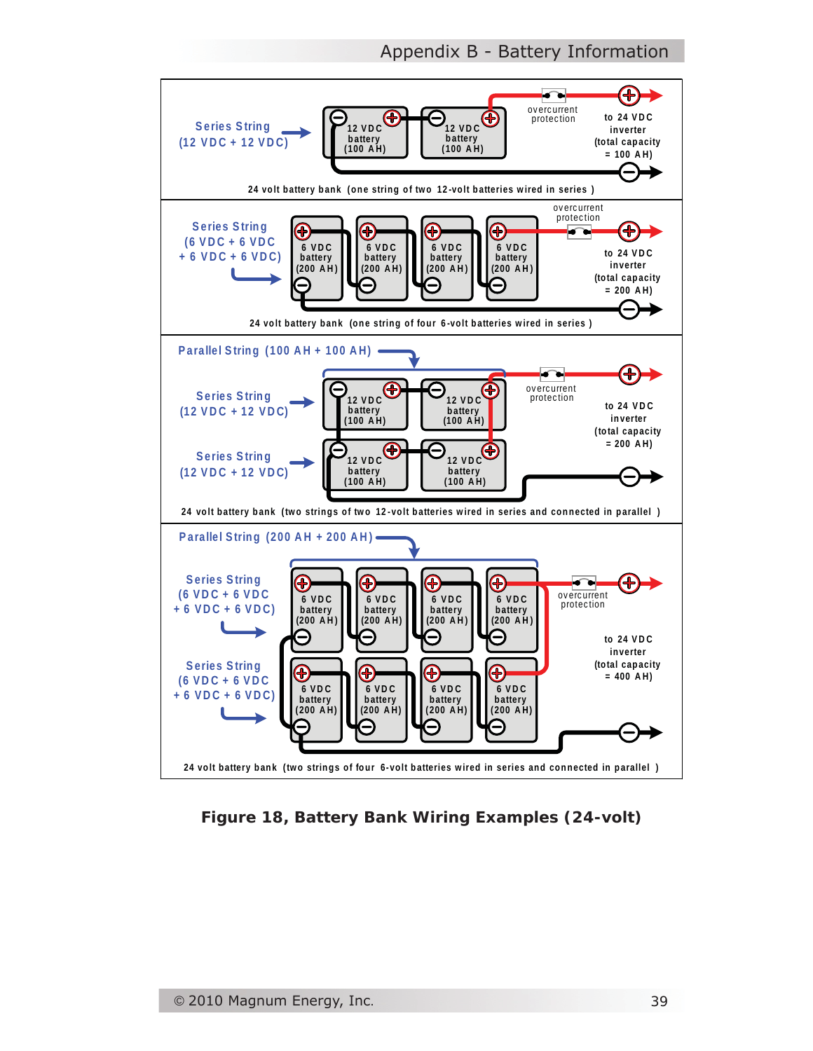Series String (12 VDC + 12 VDC)

12 VDC battery (100 AH) — 12 VDC battery (100 AH)

overcurrent protection

to 24 VDC inverter (total capacity = 100 AH)

24 volt battery bank (one string of two 12-volt batteries wired in series)

Series String (6 VDC + 6 VDC + 6 VDC + 6 VDC)

6 VDC battery (200 AH) — 6 VDC battery (200 AH) — 6 VDC battery (200 AH) — 6 VDC battery (200 AH)

overcurrent protection

to 24 VDC inverter (total capacity = 200 AH)

24 volt battery bank (one string of four 6-volt batteries wired in series)

Parallel String (100 AH + 100 AH)

Series String (12 VDC + 12 VDC)

Series String (12 VDC + 12 VDC)

12 VDC battery (100 AH) — 12 VDC battery (100 AH)

12 VDC battery (100 AH) — 12 VDC battery (100 AH)

overcurrent protection

to 24 VDC inverter (total capacity = 200 AH)

24 volt battery bank (two strings of two 12-volt batteries wired in series and connected in parallel)

Parallel String (200 AH + 200 AH)

Series String (6 VDC + 6 VDC + 6 VDC + 6 VDC)

Series String (6 VDC + 6 VDC + 6 VDC + 6 VDC)

6 VDC battery (200 AH) — 6 VDC battery (200 AH) — 6 VDC battery (200 AH) — 6 VDC battery (200 AH)

6 VDC battery (200 AH) — 6 VDC battery (200 AH) — 6 VDC battery (200 AH) — 6 VDC battery (200 AH)

overcurrent protection

to 24 VDC inverter (total capacity = 400 AH)

24 volt battery bank (two strings of four 6-volt batteries wired in series and connected in parallel)

**Figure 18, Battery Bank Wiring Examples (24-volt)**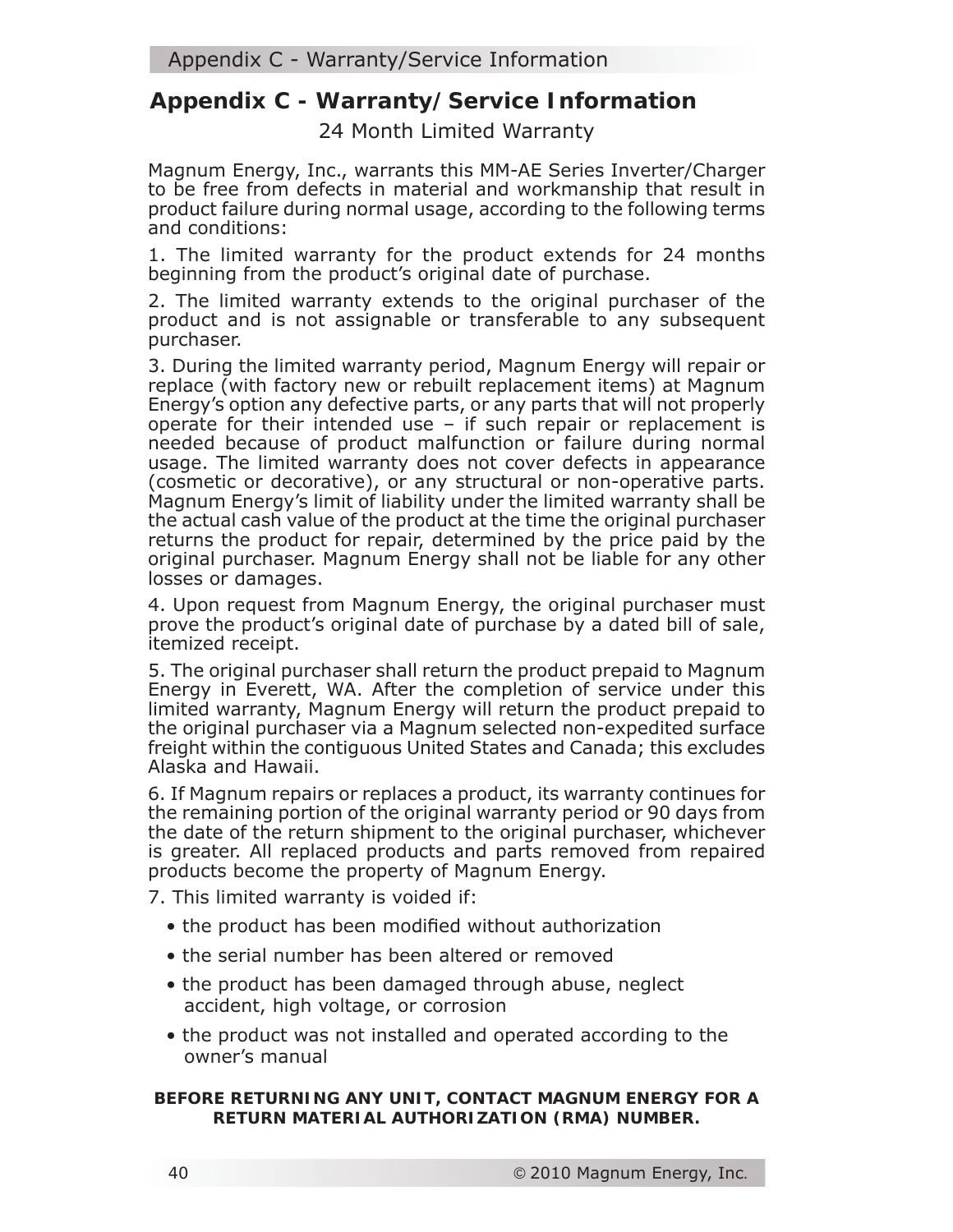# Appendix C - Warranty/Service Information

24 Month Limited Warranty

Magnum Energy, Inc., warrants this MM-AE Series Inverter/Charger to be free from defects in material and workmanship that result in product failure during normal usage, according to the following terms and conditions:

1. The limited warranty for the product extends for 24 months beginning from the product's original date of purchase.

2. The limited warranty extends to the original purchaser of the product and is not assignable or transferable to any subsequent purchaser.

3. During the limited warranty period, Magnum Energy will repair or replace (with factory new or rebuilt replacement items) at Magnum Energy's option any defective parts, or any parts that will not properly operate for their intended use – if such repair or replacement is needed because of product malfunction or failure during normal usage. The limited warranty does not cover defects in appearance (cosmetic or decorative), or any structural or non-operative parts. Magnum Energy's limit of liability under the limited warranty shall be the actual cash value of the product at the time the original purchaser returns the product for repair, determined by the price paid by the original purchaser. Magnum Energy shall not be liable for any other losses or damages.

4. Upon request from Magnum Energy, the original purchaser must prove the product's original date of purchase by a dated bill of sale, itemized receipt.

5. The original purchaser shall return the product prepaid to Magnum Energy in Everett, WA. After the completion of service under this limited warranty, Magnum Energy will return the product prepaid to the original purchaser via a Magnum selected non-expedited surface freight within the contiguous United States and Canada; this excludes Alaska and Hawaii.

6. If Magnum repairs or replaces a product, its warranty continues for the remaining portion of the original warranty period or 90 days from the date of the return shipment to the original purchaser, whichever is greater. All replaced products and parts removed from repaired products become the property of Magnum Energy.

7. This limited warranty is voided if:

- the product has been modified without authorization
- the serial number has been altered or removed
- the product has been damaged through abuse, neglect accident, high voltage, or corrosion
- the product was not installed and operated according to the owner's manual

**BEFORE RETURNING ANY UNIT, CONTACT MAGNUM ENERGY FOR A RETURN MATERIAL AUTHORIZATION (RMA) NUMBER.**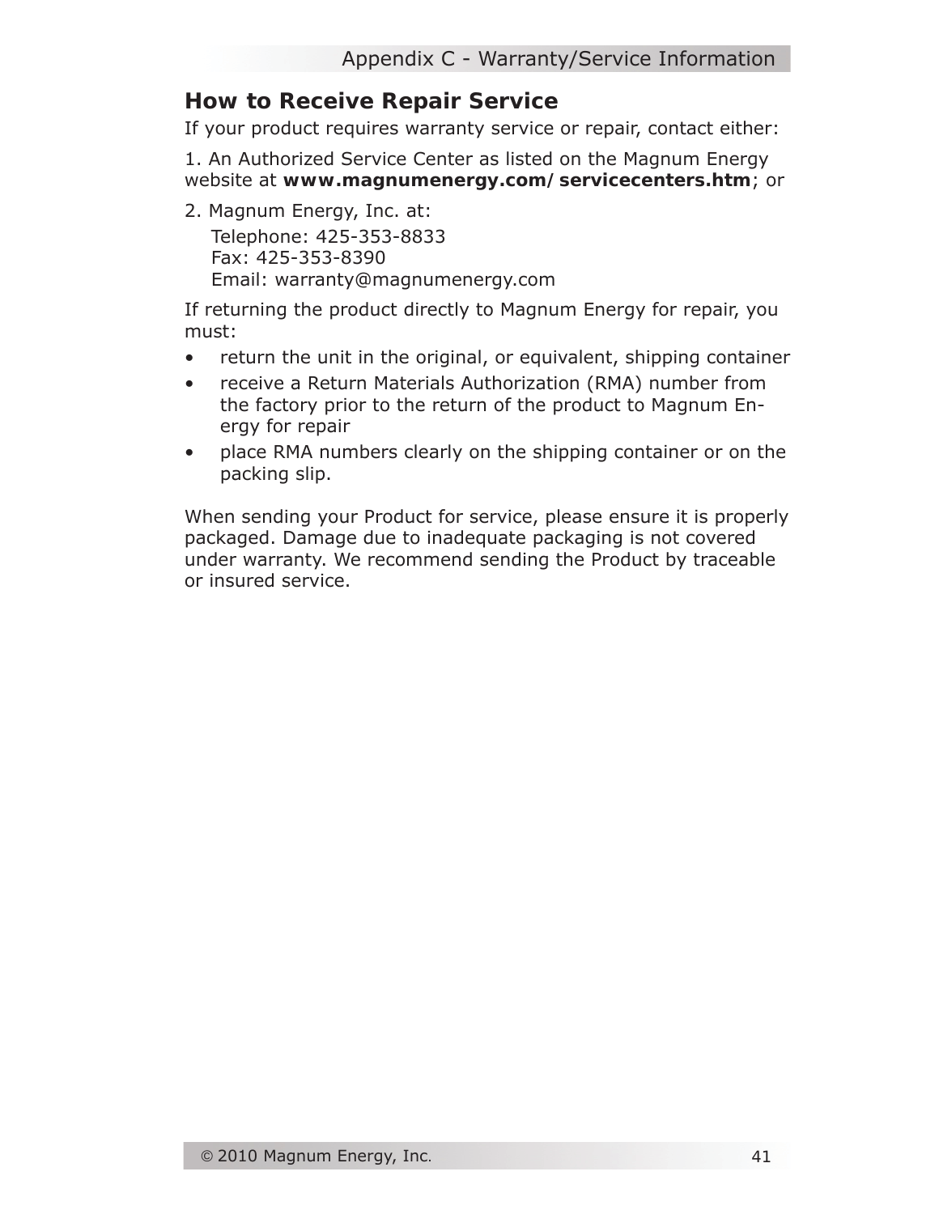## How to Receive Repair Service

If your product requires warranty service or repair, contact either:

1. An Authorized Service Center as listed on the Magnum Energy website at **www.magnumenergy.com/servicecenters.htm**; or

2. Magnum Energy, Inc. at:

   Telephone: 425-353-8833
   Fax: 425-353-8390
   Email: warranty@magnumenergy.com

If returning the product directly to Magnum Energy for repair, you must:

- return the unit in the original, or equivalent, shipping container
- receive a Return Materials Authorization (RMA) number from the factory prior to the return of the product to Magnum Energy for repair
- place RMA numbers clearly on the shipping container or on the packing slip.

When sending your Product for service, please ensure it is properly packaged. Damage due to inadequate packaging is not covered under warranty. We recommend sending the Product by traceable or insured service.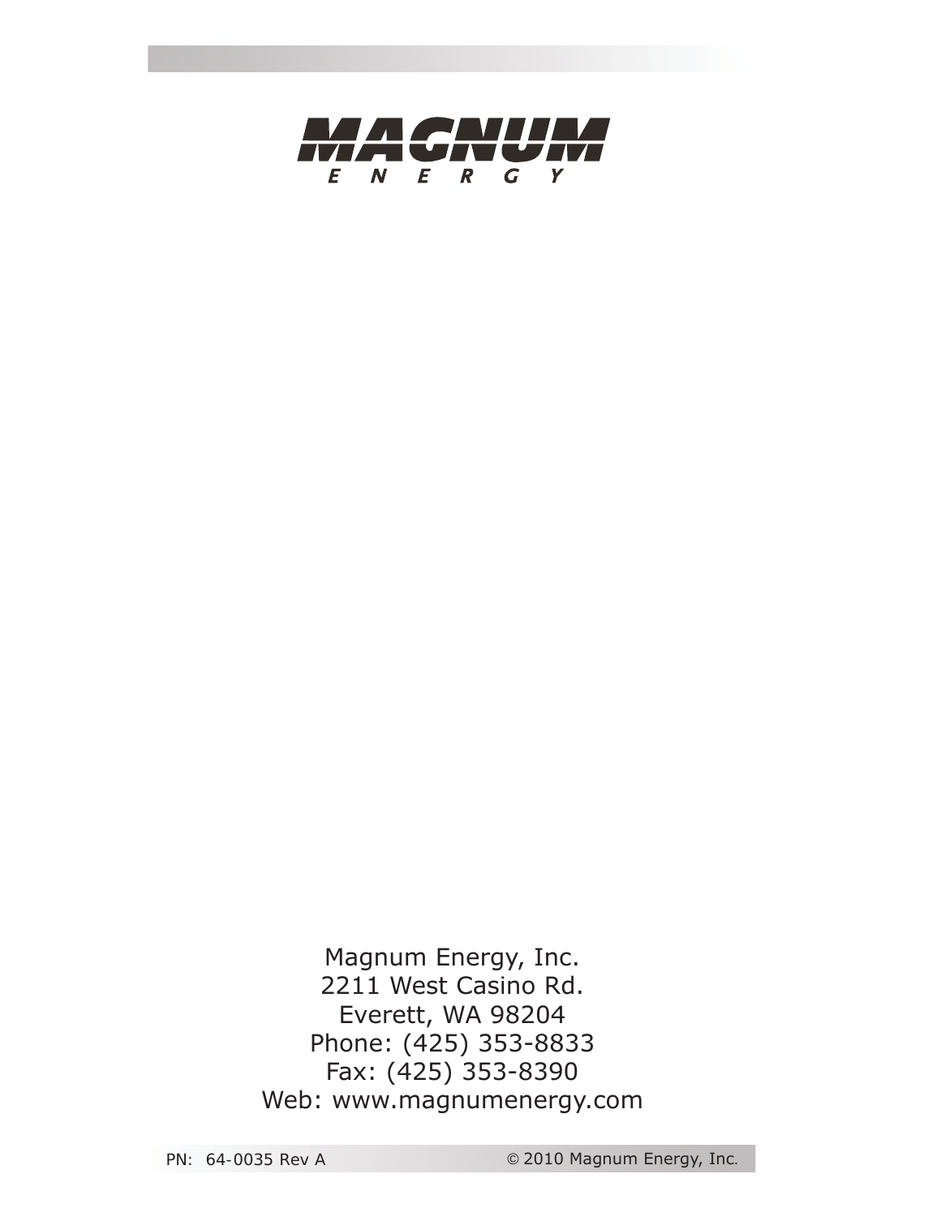MAGNUM

ENERGY

Magnum Energy, Inc.
2211 West Casino Rd.
Everett, WA 98204
Phone: (425) 353-8833
Fax: (425) 353-8390
Web: www.magnumenergy.com

PN: 64-0035 Rev A © 2010 Magnum Energy, Inc.